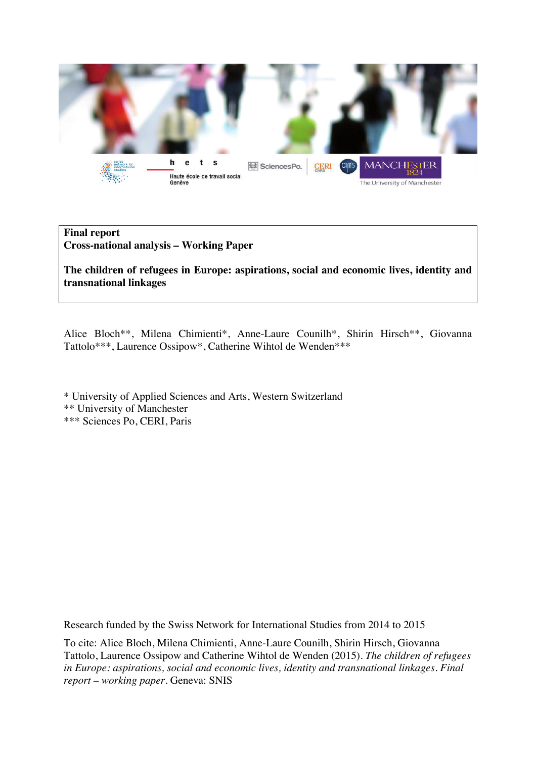**Final report**
**Cross-national analysis – Working Paper**

**The children of refugees in Europe: aspirations, social and economic lives, identity and transnational linkages**

Alice Bloch**, Milena Chimienti*, Anne-Laure Counilh*, Shirin Hirsch**, Giovanna Tattolo***, Laurence Ossipow*, Catherine Wihtol de Wenden***

\* University of Applied Sciences and Arts, Western Switzerland
\** University of Manchester
\*** Sciences Po, CERI, Paris

Research funded by the Swiss Network for International Studies from 2014 to 2015

To cite: Alice Bloch, Milena Chimienti, Anne-Laure Counilh, Shirin Hirsch, Giovanna Tattolo, Laurence Ossipow and Catherine Wihtol de Wenden (2015). *The children of refugees in Europe: aspirations, social and economic lives, identity and transnational linkages. Final report – working paper*. Geneva: SNIS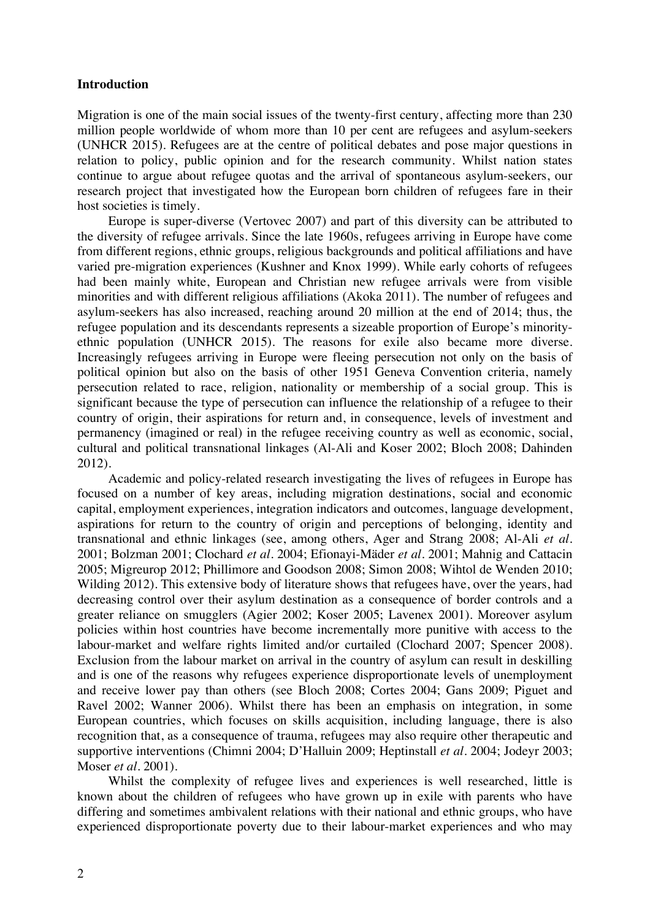## Introduction

Migration is one of the main social issues of the twenty-first century, affecting more than 230 million people worldwide of whom more than 10 per cent are refugees and asylum-seekers (UNHCR 2015). Refugees are at the centre of political debates and pose major questions in relation to policy, public opinion and for the research community. Whilst nation states continue to argue about refugee quotas and the arrival of spontaneous asylum-seekers, our research project that investigated how the European born children of refugees fare in their host societies is timely.

Europe is super-diverse (Vertovec 2007) and part of this diversity can be attributed to the diversity of refugee arrivals. Since the late 1960s, refugees arriving in Europe have come from different regions, ethnic groups, religious backgrounds and political affiliations and have varied pre-migration experiences (Kushner and Knox 1999). While early cohorts of refugees had been mainly white, European and Christian new refugee arrivals were from visible minorities and with different religious affiliations (Akoka 2011). The number of refugees and asylum-seekers has also increased, reaching around 20 million at the end of 2014; thus, the refugee population and its descendants represents a sizeable proportion of Europe's minority-ethnic population (UNHCR 2015). The reasons for exile also became more diverse. Increasingly refugees arriving in Europe were fleeing persecution not only on the basis of political opinion but also on the basis of other 1951 Geneva Convention criteria, namely persecution related to race, religion, nationality or membership of a social group. This is significant because the type of persecution can influence the relationship of a refugee to their country of origin, their aspirations for return and, in consequence, levels of investment and permanency (imagined or real) in the refugee receiving country as well as economic, social, cultural and political transnational linkages (Al-Ali and Koser 2002; Bloch 2008; Dahinden 2012).

Academic and policy-related research investigating the lives of refugees in Europe has focused on a number of key areas, including migration destinations, social and economic capital, employment experiences, integration indicators and outcomes, language development, aspirations for return to the country of origin and perceptions of belonging, identity and transnational and ethnic linkages (see, among others, Ager and Strang 2008; Al-Ali *et al.* 2001; Bolzman 2001; Clochard *et al.* 2004; Efionayi-Mäder *et al.* 2001; Mahnig and Cattacin 2005; Migreurop 2012; Phillimore and Goodson 2008; Simon 2008; Wihtol de Wenden 2010; Wilding 2012). This extensive body of literature shows that refugees have, over the years, had decreasing control over their asylum destination as a consequence of border controls and a greater reliance on smugglers (Agier 2002; Koser 2005; Lavenex 2001). Moreover asylum policies within host countries have become incrementally more punitive with access to the labour-market and welfare rights limited and/or curtailed (Clochard 2007; Spencer 2008). Exclusion from the labour market on arrival in the country of asylum can result in deskilling and is one of the reasons why refugees experience disproportionate levels of unemployment and receive lower pay than others (see Bloch 2008; Cortes 2004; Gans 2009; Piguet and Ravel 2002; Wanner 2006). Whilst there has been an emphasis on integration, in some European countries, which focuses on skills acquisition, including language, there is also recognition that, as a consequence of trauma, refugees may also require other therapeutic and supportive interventions (Chimni 2004; D'Halluin 2009; Heptinstall *et al.* 2004; Jodeyr 2003; Moser *et al.* 2001).

Whilst the complexity of refugee lives and experiences is well researched, little is known about the children of refugees who have grown up in exile with parents who have differing and sometimes ambivalent relations with their national and ethnic groups, who have experienced disproportionate poverty due to their labour-market experiences and who may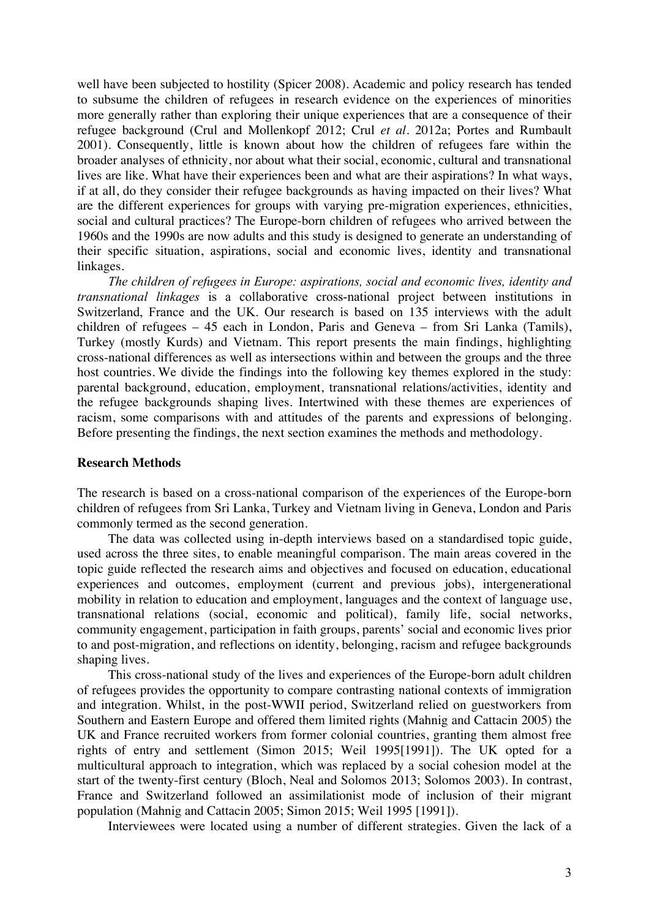well have been subjected to hostility (Spicer 2008). Academic and policy research has tended to subsume the children of refugees in research evidence on the experiences of minorities more generally rather than exploring their unique experiences that are a consequence of their refugee background (Crul and Mollenkopf 2012; Crul *et al*. 2012a; Portes and Rumbault 2001). Consequently, little is known about how the children of refugees fare within the broader analyses of ethnicity, nor about what their social, economic, cultural and transnational lives are like. What have their experiences been and what are their aspirations? In what ways, if at all, do they consider their refugee backgrounds as having impacted on their lives? What are the different experiences for groups with varying pre-migration experiences, ethnicities, social and cultural practices? The Europe-born children of refugees who arrived between the 1960s and the 1990s are now adults and this study is designed to generate an understanding of their specific situation, aspirations, social and economic lives, identity and transnational linkages.

*The children of refugees in Europe: aspirations, social and economic lives, identity and transnational linkages* is a collaborative cross-national project between institutions in Switzerland, France and the UK. Our research is based on 135 interviews with the adult children of refugees – 45 each in London, Paris and Geneva – from Sri Lanka (Tamils), Turkey (mostly Kurds) and Vietnam. This report presents the main findings, highlighting cross-national differences as well as intersections within and between the groups and the three host countries. We divide the findings into the following key themes explored in the study: parental background, education, employment, transnational relations/activities, identity and the refugee backgrounds shaping lives. Intertwined with these themes are experiences of racism, some comparisons with and attitudes of the parents and expressions of belonging. Before presenting the findings, the next section examines the methods and methodology.

## Research Methods

The research is based on a cross-national comparison of the experiences of the Europe-born children of refugees from Sri Lanka, Turkey and Vietnam living in Geneva, London and Paris commonly termed as the second generation.

The data was collected using in-depth interviews based on a standardised topic guide, used across the three sites, to enable meaningful comparison. The main areas covered in the topic guide reflected the research aims and objectives and focused on education, educational experiences and outcomes, employment (current and previous jobs), intergenerational mobility in relation to education and employment, languages and the context of language use, transnational relations (social, economic and political), family life, social networks, community engagement, participation in faith groups, parents' social and economic lives prior to and post-migration, and reflections on identity, belonging, racism and refugee backgrounds shaping lives.

This cross-national study of the lives and experiences of the Europe-born adult children of refugees provides the opportunity to compare contrasting national contexts of immigration and integration. Whilst, in the post-WWII period, Switzerland relied on guestworkers from Southern and Eastern Europe and offered them limited rights (Mahnig and Cattacin 2005) the UK and France recruited workers from former colonial countries, granting them almost free rights of entry and settlement (Simon 2015; Weil 1995[1991]). The UK opted for a multicultural approach to integration, which was replaced by a social cohesion model at the start of the twenty-first century (Bloch, Neal and Solomos 2013; Solomos 2003). In contrast, France and Switzerland followed an assimilationist mode of inclusion of their migrant population (Mahnig and Cattacin 2005; Simon 2015; Weil 1995 [1991]).

Interviewees were located using a number of different strategies. Given the lack of a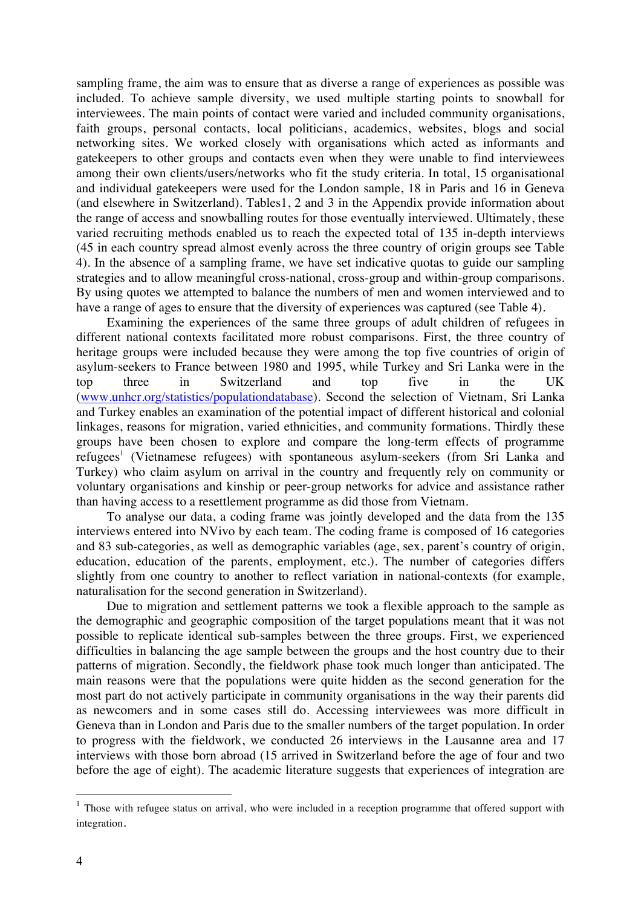sampling frame, the aim was to ensure that as diverse a range of experiences as possible was included. To achieve sample diversity, we used multiple starting points to snowball for interviewees. The main points of contact were varied and included community organisations, faith groups, personal contacts, local politicians, academics, websites, blogs and social networking sites. We worked closely with organisations which acted as informants and gatekeepers to other groups and contacts even when they were unable to find interviewees among their own clients/users/networks who fit the study criteria. In total, 15 organisational and individual gatekeepers were used for the London sample, 18 in Paris and 16 in Geneva (and elsewhere in Switzerland). Tables1, 2 and 3 in the Appendix provide information about the range of access and snowballing routes for those eventually interviewed. Ultimately, these varied recruiting methods enabled us to reach the expected total of 135 in-depth interviews (45 in each country spread almost evenly across the three country of origin groups see Table 4). In the absence of a sampling frame, we have set indicative quotas to guide our sampling strategies and to allow meaningful cross-national, cross-group and within-group comparisons. By using quotes we attempted to balance the numbers of men and women interviewed and to have a range of ages to ensure that the diversity of experiences was captured (see Table 4).

Examining the experiences of the same three groups of adult children of refugees in different national contexts facilitated more robust comparisons. First, the three country of heritage groups were included because they were among the top five countries of origin of asylum-seekers to France between 1980 and 1995, while Turkey and Sri Lanka were in the top three in Switzerland and top five in the UK (www.unhcr.org/statistics/populationdatabase). Second the selection of Vietnam, Sri Lanka and Turkey enables an examination of the potential impact of different historical and colonial linkages, reasons for migration, varied ethnicities, and community formations. Thirdly these groups have been chosen to explore and compare the long-term effects of programme refugees[1] (Vietnamese refugees) with spontaneous asylum-seekers (from Sri Lanka and Turkey) who claim asylum on arrival in the country and frequently rely on community or voluntary organisations and kinship or peer-group networks for advice and assistance rather than having access to a resettlement programme as did those from Vietnam.

To analyse our data, a coding frame was jointly developed and the data from the 135 interviews entered into NVivo by each team. The coding frame is composed of 16 categories and 83 sub-categories, as well as demographic variables (age, sex, parent's country of origin, education, education of the parents, employment, etc.). The number of categories differs slightly from one country to another to reflect variation in national-contexts (for example, naturalisation for the second generation in Switzerland).

Due to migration and settlement patterns we took a flexible approach to the sample as the demographic and geographic composition of the target populations meant that it was not possible to replicate identical sub-samples between the three groups. First, we experienced difficulties in balancing the age sample between the groups and the host country due to their patterns of migration. Secondly, the fieldwork phase took much longer than anticipated. The main reasons were that the populations were quite hidden as the second generation for the most part do not actively participate in community organisations in the way their parents did as newcomers and in some cases still do. Accessing interviewees was more difficult in Geneva than in London and Paris due to the smaller numbers of the target population. In order to progress with the fieldwork, we conducted 26 interviews in the Lausanne area and 17 interviews with those born abroad (15 arrived in Switzerland before the age of four and two before the age of eight). The academic literature suggests that experiences of integration are

[1] Those with refugee status on arrival, who were included in a reception programme that offered support with integration.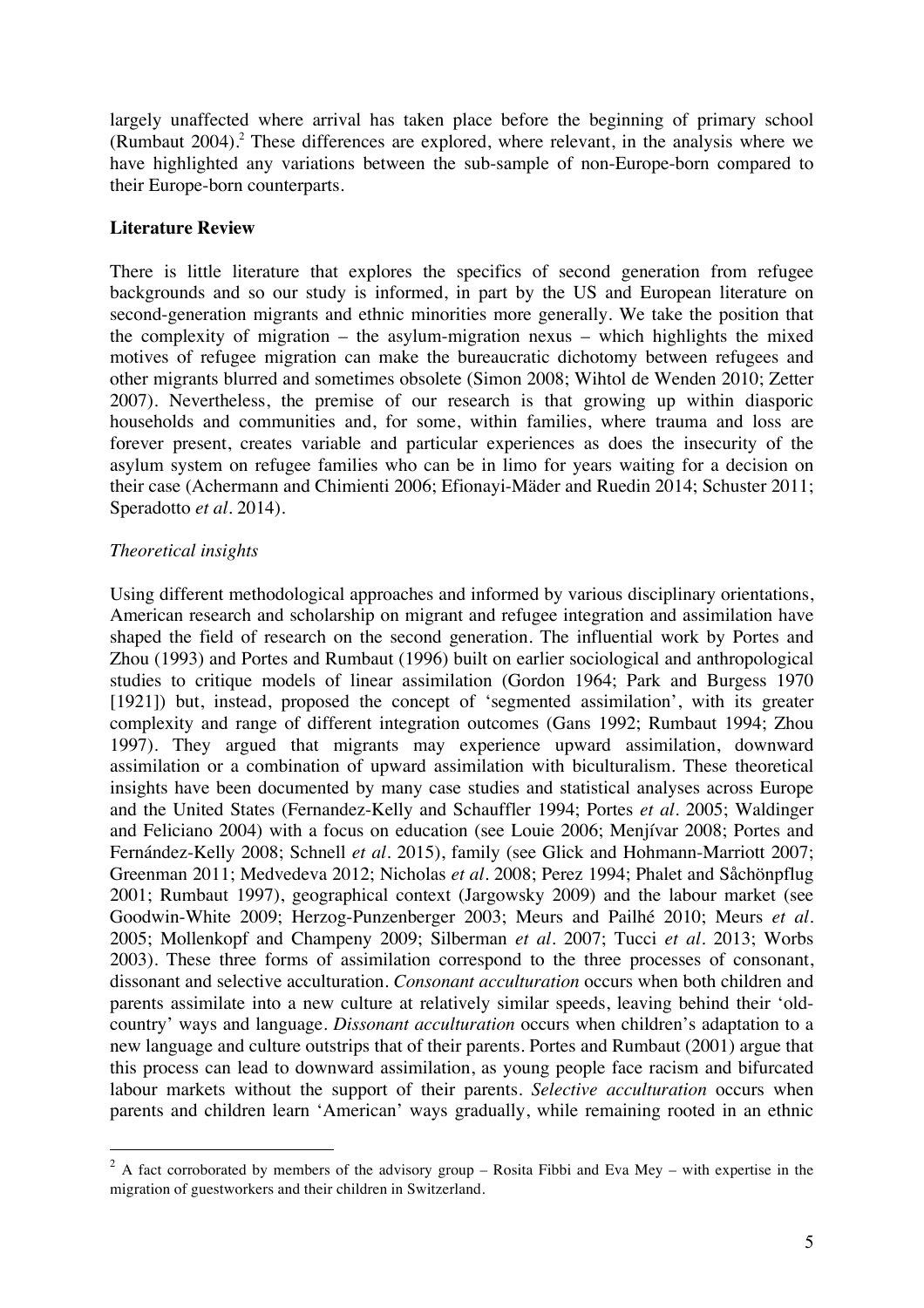largely unaffected where arrival has taken place before the beginning of primary school (Rumbaut 2004).[2] These differences are explored, where relevant, in the analysis where we have highlighted any variations between the sub-sample of non-Europe-born compared to their Europe-born counterparts.

## Literature Review

There is little literature that explores the specifics of second generation from refugee backgrounds and so our study is informed, in part by the US and European literature on second-generation migrants and ethnic minorities more generally. We take the position that the complexity of migration – the asylum-migration nexus – which highlights the mixed motives of refugee migration can make the bureaucratic dichotomy between refugees and other migrants blurred and sometimes obsolete (Simon 2008; Wihtol de Wenden 2010; Zetter 2007). Nevertheless, the premise of our research is that growing up within diasporic households and communities and, for some, within families, where trauma and loss are forever present, creates variable and particular experiences as does the insecurity of the asylum system on refugee families who can be in limo for years waiting for a decision on their case (Achermann and Chimienti 2006; Efionayi-Mäder and Ruedin 2014; Schuster 2011; Speradotto *et al*. 2014).

### *Theoretical insights*

Using different methodological approaches and informed by various disciplinary orientations, American research and scholarship on migrant and refugee integration and assimilation have shaped the field of research on the second generation. The influential work by Portes and Zhou (1993) and Portes and Rumbaut (1996) built on earlier sociological and anthropological studies to critique models of linear assimilation (Gordon 1964; Park and Burgess 1970 [1921]) but, instead, proposed the concept of 'segmented assimilation', with its greater complexity and range of different integration outcomes (Gans 1992; Rumbaut 1994; Zhou 1997). They argued that migrants may experience upward assimilation, downward assimilation or a combination of upward assimilation with biculturalism. These theoretical insights have been documented by many case studies and statistical analyses across Europe and the United States (Fernandez-Kelly and Schauffler 1994; Portes *et al*. 2005; Waldinger and Feliciano 2004) with a focus on education (see Louie 2006; Menjívar 2008; Portes and Fernández-Kelly 2008; Schnell *et al*. 2015), family (see Glick and Hohmann-Marriott 2007; Greenman 2011; Medvedeva 2012; Nicholas *et al*. 2008; Perez 1994; Phalet and Såchönpflug 2001; Rumbaut 1997), geographical context (Jargowsky 2009) and the labour market (see Goodwin-White 2009; Herzog-Punzenberger 2003; Meurs and Pailhé 2010; Meurs *et al*. 2005; Mollenkopf and Champeny 2009; Silberman *et al*. 2007; Tucci *et al*. 2013; Worbs 2003). These three forms of assimilation correspond to the three processes of consonant, dissonant and selective acculturation. *Consonant acculturation* occurs when both children and parents assimilate into a new culture at relatively similar speeds, leaving behind their 'old-country' ways and language. *Dissonant acculturation* occurs when children's adaptation to a new language and culture outstrips that of their parents. Portes and Rumbaut (2001) argue that this process can lead to downward assimilation, as young people face racism and bifurcated labour markets without the support of their parents. *Selective acculturation* occurs when parents and children learn 'American' ways gradually, while remaining rooted in an ethnic

[2] A fact corroborated by members of the advisory group – Rosita Fibbi and Eva Mey – with expertise in the migration of guestworkers and their children in Switzerland.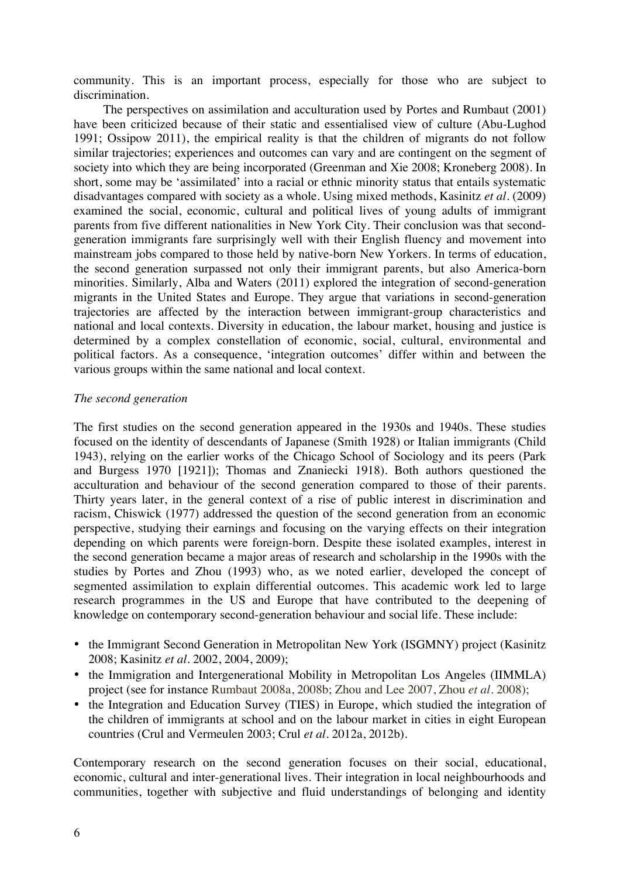community. This is an important process, especially for those who are subject to discrimination.

The perspectives on assimilation and acculturation used by Portes and Rumbaut (2001) have been criticized because of their static and essentialised view of culture (Abu-Lughod 1991; Ossipow 2011), the empirical reality is that the children of migrants do not follow similar trajectories; experiences and outcomes can vary and are contingent on the segment of society into which they are being incorporated (Greenman and Xie 2008; Kroneberg 2008). In short, some may be 'assimilated' into a racial or ethnic minority status that entails systematic disadvantages compared with society as a whole. Using mixed methods, Kasinitz *et al.* (2009) examined the social, economic, cultural and political lives of young adults of immigrant parents from five different nationalities in New York City. Their conclusion was that second-generation immigrants fare surprisingly well with their English fluency and movement into mainstream jobs compared to those held by native-born New Yorkers. In terms of education, the second generation surpassed not only their immigrant parents, but also America-born minorities. Similarly, Alba and Waters (2011) explored the integration of second-generation migrants in the United States and Europe. They argue that variations in second-generation trajectories are affected by the interaction between immigrant-group characteristics and national and local contexts. Diversity in education, the labour market, housing and justice is determined by a complex constellation of economic, social, cultural, environmental and political factors. As a consequence, 'integration outcomes' differ within and between the various groups within the same national and local context.

*The second generation*

The first studies on the second generation appeared in the 1930s and 1940s. These studies focused on the identity of descendants of Japanese (Smith 1928) or Italian immigrants (Child 1943), relying on the earlier works of the Chicago School of Sociology and its peers (Park and Burgess 1970 [1921]); Thomas and Znaniecki 1918). Both authors questioned the acculturation and behaviour of the second generation compared to those of their parents. Thirty years later, in the general context of a rise of public interest in discrimination and racism, Chiswick (1977) addressed the question of the second generation from an economic perspective, studying their earnings and focusing on the varying effects on their integration depending on which parents were foreign-born. Despite these isolated examples, interest in the second generation became a major areas of research and scholarship in the 1990s with the studies by Portes and Zhou (1993) who, as we noted earlier, developed the concept of segmented assimilation to explain differential outcomes. This academic work led to large research programmes in the US and Europe that have contributed to the deepening of knowledge on contemporary second-generation behaviour and social life. These include:

- the Immigrant Second Generation in Metropolitan New York (ISGMNY) project (Kasinitz 2008; Kasinitz *et al.* 2002, 2004, 2009);
- the Immigration and Intergenerational Mobility in Metropolitan Los Angeles (IIMMLA) project (see for instance Rumbaut 2008a, 2008b; Zhou and Lee 2007, Zhou *et al.* 2008);
- the Integration and Education Survey (TIES) in Europe, which studied the integration of the children of immigrants at school and on the labour market in cities in eight European countries (Crul and Vermeulen 2003; Crul *et al.* 2012a, 2012b).

Contemporary research on the second generation focuses on their social, educational, economic, cultural and inter-generational lives. Their integration in local neighbourhoods and communities, together with subjective and fluid understandings of belonging and identity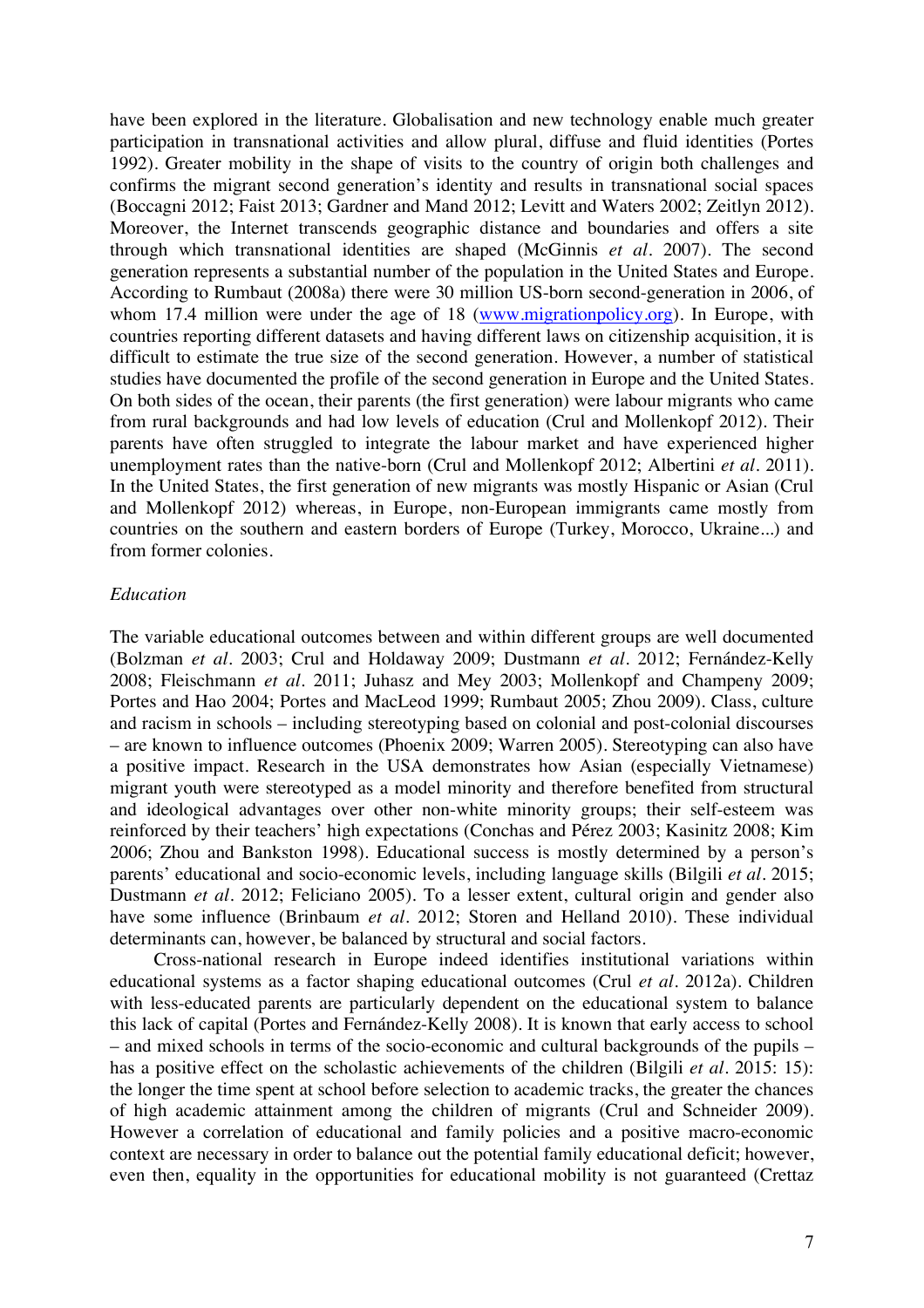have been explored in the literature. Globalisation and new technology enable much greater participation in transnational activities and allow plural, diffuse and fluid identities (Portes 1992). Greater mobility in the shape of visits to the country of origin both challenges and confirms the migrant second generation's identity and results in transnational social spaces (Boccagni 2012; Faist 2013; Gardner and Mand 2012; Levitt and Waters 2002; Zeitlyn 2012). Moreover, the Internet transcends geographic distance and boundaries and offers a site through which transnational identities are shaped (McGinnis *et al*. 2007). The second generation represents a substantial number of the population in the United States and Europe. According to Rumbaut (2008a) there were 30 million US-born second-generation in 2006, of whom 17.4 million were under the age of 18 (www.migrationpolicy.org). In Europe, with countries reporting different datasets and having different laws on citizenship acquisition, it is difficult to estimate the true size of the second generation. However, a number of statistical studies have documented the profile of the second generation in Europe and the United States. On both sides of the ocean, their parents (the first generation) were labour migrants who came from rural backgrounds and had low levels of education (Crul and Mollenkopf 2012). Their parents have often struggled to integrate the labour market and have experienced higher unemployment rates than the native-born (Crul and Mollenkopf 2012; Albertini *et al*. 2011). In the United States, the first generation of new migrants was mostly Hispanic or Asian (Crul and Mollenkopf 2012) whereas, in Europe, non-European immigrants came mostly from countries on the southern and eastern borders of Europe (Turkey, Morocco, Ukraine...) and from former colonies.

*Education*

The variable educational outcomes between and within different groups are well documented (Bolzman *et al*. 2003; Crul and Holdaway 2009; Dustmann *et al*. 2012; Fernández-Kelly 2008; Fleischmann *et al*. 2011; Juhasz and Mey 2003; Mollenkopf and Champeny 2009; Portes and Hao 2004; Portes and MacLeod 1999; Rumbaut 2005; Zhou 2009). Class, culture and racism in schools – including stereotyping based on colonial and post-colonial discourses – are known to influence outcomes (Phoenix 2009; Warren 2005). Stereotyping can also have a positive impact. Research in the USA demonstrates how Asian (especially Vietnamese) migrant youth were stereotyped as a model minority and therefore benefited from structural and ideological advantages over other non-white minority groups; their self-esteem was reinforced by their teachers' high expectations (Conchas and Pérez 2003; Kasinitz 2008; Kim 2006; Zhou and Bankston 1998). Educational success is mostly determined by a person's parents' educational and socio-economic levels, including language skills (Bilgili *et al*. 2015; Dustmann *et al*. 2012; Feliciano 2005). To a lesser extent, cultural origin and gender also have some influence (Brinbaum *et al*. 2012; Storen and Helland 2010). These individual determinants can, however, be balanced by structural and social factors.

Cross-national research in Europe indeed identifies institutional variations within educational systems as a factor shaping educational outcomes (Crul *et al*. 2012a). Children with less-educated parents are particularly dependent on the educational system to balance this lack of capital (Portes and Fernández-Kelly 2008). It is known that early access to school – and mixed schools in terms of the socio-economic and cultural backgrounds of the pupils – has a positive effect on the scholastic achievements of the children (Bilgili *et al*. 2015: 15): the longer the time spent at school before selection to academic tracks, the greater the chances of high academic attainment among the children of migrants (Crul and Schneider 2009). However a correlation of educational and family policies and a positive macro-economic context are necessary in order to balance out the potential family educational deficit; however, even then, equality in the opportunities for educational mobility is not guaranteed (Crettaz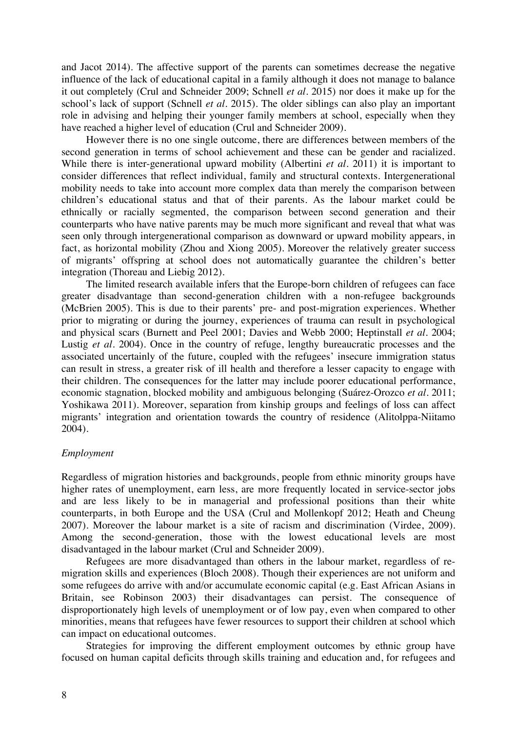and Jacot 2014). The affective support of the parents can sometimes decrease the negative influence of the lack of educational capital in a family although it does not manage to balance it out completely (Crul and Schneider 2009; Schnell *et al*. 2015) nor does it make up for the school's lack of support (Schnell *et al*. 2015). The older siblings can also play an important role in advising and helping their younger family members at school, especially when they have reached a higher level of education (Crul and Schneider 2009).

However there is no one single outcome, there are differences between members of the second generation in terms of school achievement and these can be gender and racialized. While there is inter-generational upward mobility (Albertini *et al*. 2011) it is important to consider differences that reflect individual, family and structural contexts. Intergenerational mobility needs to take into account more complex data than merely the comparison between children's educational status and that of their parents. As the labour market could be ethnically or racially segmented, the comparison between second generation and their counterparts who have native parents may be much more significant and reveal that what was seen only through intergenerational comparison as downward or upward mobility appears, in fact, as horizontal mobility (Zhou and Xiong 2005). Moreover the relatively greater success of migrants' offspring at school does not automatically guarantee the children's better integration (Thoreau and Liebig 2012).

The limited research available infers that the Europe-born children of refugees can face greater disadvantage than second-generation children with a non-refugee backgrounds (McBrien 2005). This is due to their parents' pre- and post-migration experiences. Whether prior to migrating or during the journey, experiences of trauma can result in psychological and physical scars (Burnett and Peel 2001; Davies and Webb 2000; Heptinstall *et al*. 2004; Lustig *et al*. 2004). Once in the country of refuge, lengthy bureaucratic processes and the associated uncertainly of the future, coupled with the refugees' insecure immigration status can result in stress, a greater risk of ill health and therefore a lesser capacity to engage with their children. The consequences for the latter may include poorer educational performance, economic stagnation, blocked mobility and ambiguous belonging (Suárez-Orozco *et al*. 2011; Yoshikawa 2011). Moreover, separation from kinship groups and feelings of loss can affect migrants' integration and orientation towards the country of residence (Alitolppa-Niitamo 2004).

*Employment*

Regardless of migration histories and backgrounds, people from ethnic minority groups have higher rates of unemployment, earn less, are more frequently located in service-sector jobs and are less likely to be in managerial and professional positions than their white counterparts, in both Europe and the USA (Crul and Mollenkopf 2012; Heath and Cheung 2007). Moreover the labour market is a site of racism and discrimination (Virdee, 2009). Among the second-generation, those with the lowest educational levels are most disadvantaged in the labour market (Crul and Schneider 2009).

Refugees are more disadvantaged than others in the labour market, regardless of re-migration skills and experiences (Bloch 2008). Though their experiences are not uniform and some refugees do arrive with and/or accumulate economic capital (e.g. East African Asians in Britain, see Robinson 2003) their disadvantages can persist. The consequence of disproportionately high levels of unemployment or of low pay, even when compared to other minorities, means that refugees have fewer resources to support their children at school which can impact on educational outcomes.

Strategies for improving the different employment outcomes by ethnic group have focused on human capital deficits through skills training and education and, for refugees and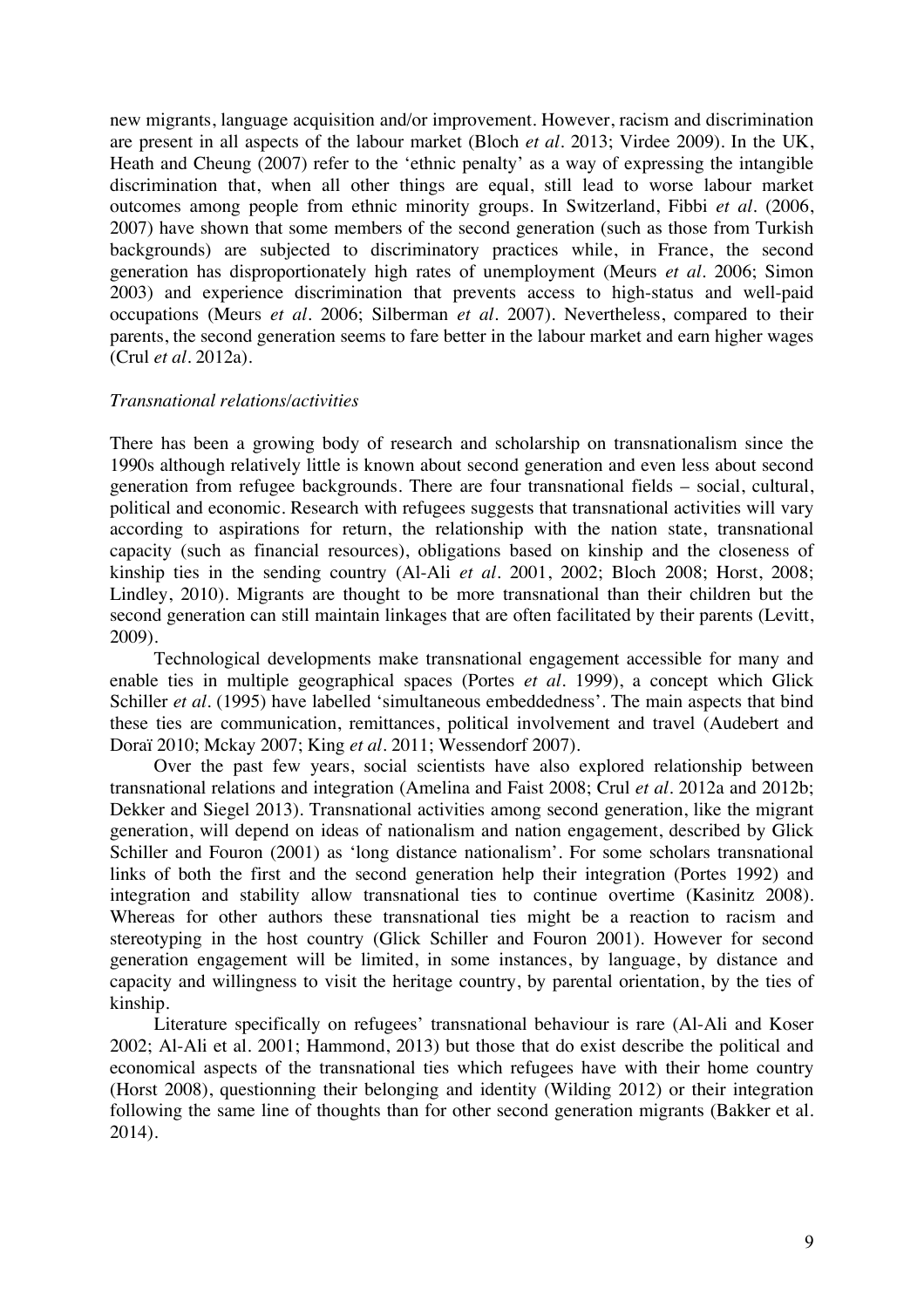new migrants, language acquisition and/or improvement. However, racism and discrimination are present in all aspects of the labour market (Bloch *et al*. 2013; Virdee 2009). In the UK, Heath and Cheung (2007) refer to the 'ethnic penalty' as a way of expressing the intangible discrimination that, when all other things are equal, still lead to worse labour market outcomes among people from ethnic minority groups. In Switzerland, Fibbi *et al*. (2006, 2007) have shown that some members of the second generation (such as those from Turkish backgrounds) are subjected to discriminatory practices while, in France, the second generation has disproportionately high rates of unemployment (Meurs *et al*. 2006; Simon 2003) and experience discrimination that prevents access to high-status and well-paid occupations (Meurs *et al*. 2006; Silberman *et al*. 2007). Nevertheless, compared to their parents, the second generation seems to fare better in the labour market and earn higher wages (Crul *et al*. 2012a).

*Transnational relations/activities*

There has been a growing body of research and scholarship on transnationalism since the 1990s although relatively little is known about second generation and even less about second generation from refugee backgrounds. There are four transnational fields – social, cultural, political and economic. Research with refugees suggests that transnational activities will vary according to aspirations for return, the relationship with the nation state, transnational capacity (such as financial resources), obligations based on kinship and the closeness of kinship ties in the sending country (Al-Ali *et al*. 2001, 2002; Bloch 2008; Horst, 2008; Lindley, 2010). Migrants are thought to be more transnational than their children but the second generation can still maintain linkages that are often facilitated by their parents (Levitt, 2009).

Technological developments make transnational engagement accessible for many and enable ties in multiple geographical spaces (Portes *et al*. 1999), a concept which Glick Schiller *et al*. (1995) have labelled 'simultaneous embeddedness'. The main aspects that bind these ties are communication, remittances, political involvement and travel (Audebert and Doraï 2010; Mckay 2007; King *et al*. 2011; Wessendorf 2007).

Over the past few years, social scientists have also explored relationship between transnational relations and integration (Amelina and Faist 2008; Crul *et al*. 2012a and 2012b; Dekker and Siegel 2013). Transnational activities among second generation, like the migrant generation, will depend on ideas of nationalism and nation engagement, described by Glick Schiller and Fouron (2001) as 'long distance nationalism'. For some scholars transnational links of both the first and the second generation help their integration (Portes 1992) and integration and stability allow transnational ties to continue overtime (Kasinitz 2008). Whereas for other authors these transnational ties might be a reaction to racism and stereotyping in the host country (Glick Schiller and Fouron 2001). However for second generation engagement will be limited, in some instances, by language, by distance and capacity and willingness to visit the heritage country, by parental orientation, by the ties of kinship.

Literature specifically on refugees' transnational behaviour is rare (Al-Ali and Koser 2002; Al-Ali et al. 2001; Hammond, 2013) but those that do exist describe the political and economical aspects of the transnational ties which refugees have with their home country (Horst 2008), questionning their belonging and identity (Wilding 2012) or their integration following the same line of thoughts than for other second generation migrants (Bakker et al. 2014).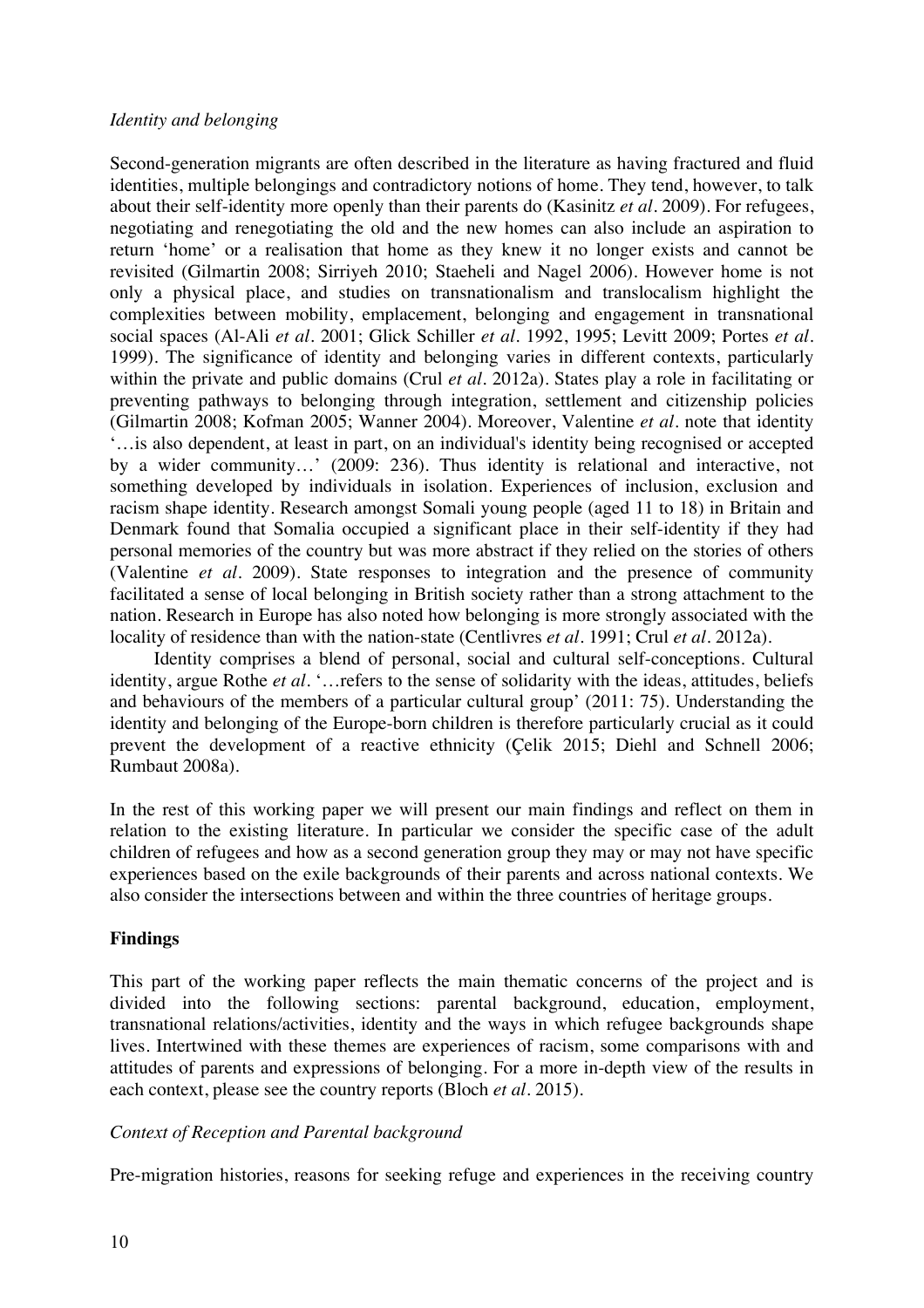*Identity and belonging*

Second-generation migrants are often described in the literature as having fractured and fluid identities, multiple belongings and contradictory notions of home. They tend, however, to talk about their self-identity more openly than their parents do (Kasinitz *et al.* 2009). For refugees, negotiating and renegotiating the old and the new homes can also include an aspiration to return 'home' or a realisation that home as they knew it no longer exists and cannot be revisited (Gilmartin 2008; Sirriyeh 2010; Staeheli and Nagel 2006). However home is not only a physical place, and studies on transnationalism and translocalism highlight the complexities between mobility, emplacement, belonging and engagement in transnational social spaces (Al-Ali *et al.* 2001; Glick Schiller *et al.* 1992, 1995; Levitt 2009; Portes *et al.* 1999). The significance of identity and belonging varies in different contexts, particularly within the private and public domains (Crul *et al.* 2012a). States play a role in facilitating or preventing pathways to belonging through integration, settlement and citizenship policies (Gilmartin 2008; Kofman 2005; Wanner 2004). Moreover, Valentine *et al.* note that identity '…is also dependent, at least in part, on an individual's identity being recognised or accepted by a wider community…' (2009: 236). Thus identity is relational and interactive, not something developed by individuals in isolation. Experiences of inclusion, exclusion and racism shape identity. Research amongst Somali young people (aged 11 to 18) in Britain and Denmark found that Somalia occupied a significant place in their self-identity if they had personal memories of the country but was more abstract if they relied on the stories of others (Valentine *et al.* 2009). State responses to integration and the presence of community facilitated a sense of local belonging in British society rather than a strong attachment to the nation. Research in Europe has also noted how belonging is more strongly associated with the locality of residence than with the nation-state (Centlivres *et al.* 1991; Crul *et al.* 2012a).

Identity comprises a blend of personal, social and cultural self-conceptions. Cultural identity, argue Rothe *et al.* '…refers to the sense of solidarity with the ideas, attitudes, beliefs and behaviours of the members of a particular cultural group' (2011: 75). Understanding the identity and belonging of the Europe-born children is therefore particularly crucial as it could prevent the development of a reactive ethnicity (Çelik 2015; Diehl and Schnell 2006; Rumbaut 2008a).

In the rest of this working paper we will present our main findings and reflect on them in relation to the existing literature. In particular we consider the specific case of the adult children of refugees and how as a second generation group they may or may not have specific experiences based on the exile backgrounds of their parents and across national contexts. We also consider the intersections between and within the three countries of heritage groups.

## Findings

This part of the working paper reflects the main thematic concerns of the project and is divided into the following sections: parental background, education, employment, transnational relations/activities, identity and the ways in which refugee backgrounds shape lives. Intertwined with these themes are experiences of racism, some comparisons with and attitudes of parents and expressions of belonging. For a more in-depth view of the results in each context, please see the country reports (Bloch *et al.* 2015).

*Context of Reception and Parental background*

Pre-migration histories, reasons for seeking refuge and experiences in the receiving country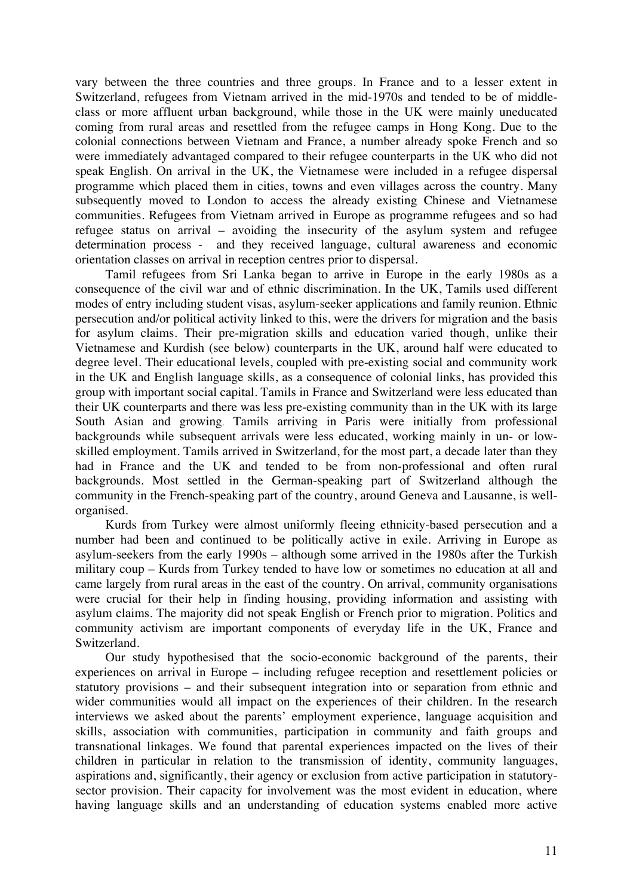vary between the three countries and three groups. In France and to a lesser extent in Switzerland, refugees from Vietnam arrived in the mid-1970s and tended to be of middle-class or more affluent urban background, while those in the UK were mainly uneducated coming from rural areas and resettled from the refugee camps in Hong Kong. Due to the colonial connections between Vietnam and France, a number already spoke French and so were immediately advantaged compared to their refugee counterparts in the UK who did not speak English. On arrival in the UK, the Vietnamese were included in a refugee dispersal programme which placed them in cities, towns and even villages across the country. Many subsequently moved to London to access the already existing Chinese and Vietnamese communities. Refugees from Vietnam arrived in Europe as programme refugees and so had refugee status on arrival – avoiding the insecurity of the asylum system and refugee determination process - and they received language, cultural awareness and economic orientation classes on arrival in reception centres prior to dispersal.

Tamil refugees from Sri Lanka began to arrive in Europe in the early 1980s as a consequence of the civil war and of ethnic discrimination. In the UK, Tamils used different modes of entry including student visas, asylum-seeker applications and family reunion. Ethnic persecution and/or political activity linked to this, were the drivers for migration and the basis for asylum claims. Their pre-migration skills and education varied though, unlike their Vietnamese and Kurdish (see below) counterparts in the UK, around half were educated to degree level. Their educational levels, coupled with pre-existing social and community work in the UK and English language skills, as a consequence of colonial links, has provided this group with important social capital. Tamils in France and Switzerland were less educated than their UK counterparts and there was less pre-existing community than in the UK with its large South Asian and growing. Tamils arriving in Paris were initially from professional backgrounds while subsequent arrivals were less educated, working mainly in un- or low-skilled employment. Tamils arrived in Switzerland, for the most part, a decade later than they had in France and the UK and tended to be from non-professional and often rural backgrounds. Most settled in the German-speaking part of Switzerland although the community in the French-speaking part of the country, around Geneva and Lausanne, is well-organised.

Kurds from Turkey were almost uniformly fleeing ethnicity-based persecution and a number had been and continued to be politically active in exile. Arriving in Europe as asylum-seekers from the early 1990s – although some arrived in the 1980s after the Turkish military coup – Kurds from Turkey tended to have low or sometimes no education at all and came largely from rural areas in the east of the country. On arrival, community organisations were crucial for their help in finding housing, providing information and assisting with asylum claims. The majority did not speak English or French prior to migration. Politics and community activism are important components of everyday life in the UK, France and Switzerland.

Our study hypothesised that the socio-economic background of the parents, their experiences on arrival in Europe – including refugee reception and resettlement policies or statutory provisions – and their subsequent integration into or separation from ethnic and wider communities would all impact on the experiences of their children. In the research interviews we asked about the parents' employment experience, language acquisition and skills, association with communities, participation in community and faith groups and transnational linkages. We found that parental experiences impacted on the lives of their children in particular in relation to the transmission of identity, community languages, aspirations and, significantly, their agency or exclusion from active participation in statutory-sector provision. Their capacity for involvement was the most evident in education, where having language skills and an understanding of education systems enabled more active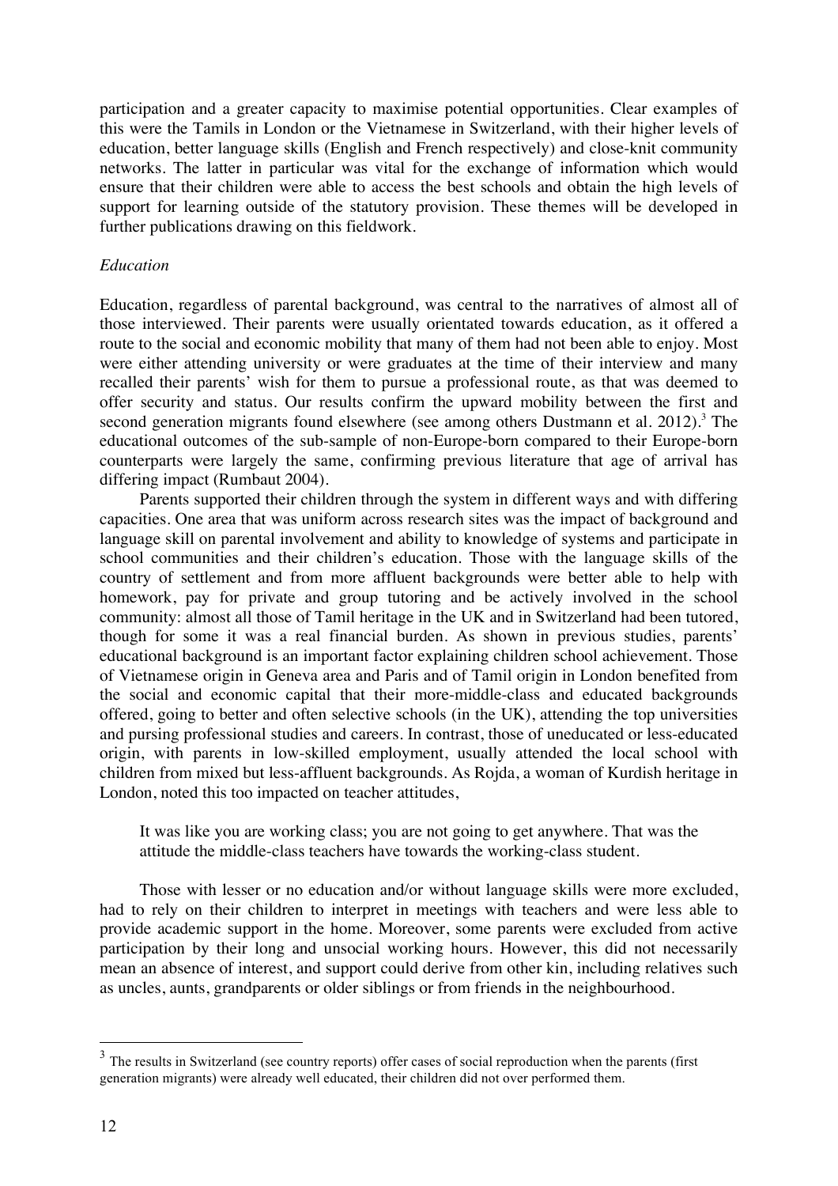participation and a greater capacity to maximise potential opportunities. Clear examples of this were the Tamils in London or the Vietnamese in Switzerland, with their higher levels of education, better language skills (English and French respectively) and close-knit community networks. The latter in particular was vital for the exchange of information which would ensure that their children were able to access the best schools and obtain the high levels of support for learning outside of the statutory provision. These themes will be developed in further publications drawing on this fieldwork.

*Education*

Education, regardless of parental background, was central to the narratives of almost all of those interviewed. Their parents were usually orientated towards education, as it offered a route to the social and economic mobility that many of them had not been able to enjoy. Most were either attending university or were graduates at the time of their interview and many recalled their parents' wish for them to pursue a professional route, as that was deemed to offer security and status. Our results confirm the upward mobility between the first and second generation migrants found elsewhere (see among others Dustmann et al. 2012).[3] The educational outcomes of the sub-sample of non-Europe-born compared to their Europe-born counterparts were largely the same, confirming previous literature that age of arrival has differing impact (Rumbaut 2004).

Parents supported their children through the system in different ways and with differing capacities. One area that was uniform across research sites was the impact of background and language skill on parental involvement and ability to knowledge of systems and participate in school communities and their children's education. Those with the language skills of the country of settlement and from more affluent backgrounds were better able to help with homework, pay for private and group tutoring and be actively involved in the school community: almost all those of Tamil heritage in the UK and in Switzerland had been tutored, though for some it was a real financial burden. As shown in previous studies, parents' educational background is an important factor explaining children school achievement. Those of Vietnamese origin in Geneva area and Paris and of Tamil origin in London benefited from the social and economic capital that their more-middle-class and educated backgrounds offered, going to better and often selective schools (in the UK), attending the top universities and pursing professional studies and careers. In contrast, those of uneducated or less-educated origin, with parents in low-skilled employment, usually attended the local school with children from mixed but less-affluent backgrounds. As Rojda, a woman of Kurdish heritage in London, noted this too impacted on teacher attitudes,

> It was like you are working class; you are not going to get anywhere. That was the attitude the middle-class teachers have towards the working-class student.

Those with lesser or no education and/or without language skills were more excluded, had to rely on their children to interpret in meetings with teachers and were less able to provide academic support in the home. Moreover, some parents were excluded from active participation by their long and unsocial working hours. However, this did not necessarily mean an absence of interest, and support could derive from other kin, including relatives such as uncles, aunts, grandparents or older siblings or from friends in the neighbourhood.

---

[3] The results in Switzerland (see country reports) offer cases of social reproduction when the parents (first generation migrants) were already well educated, their children did not over performed them.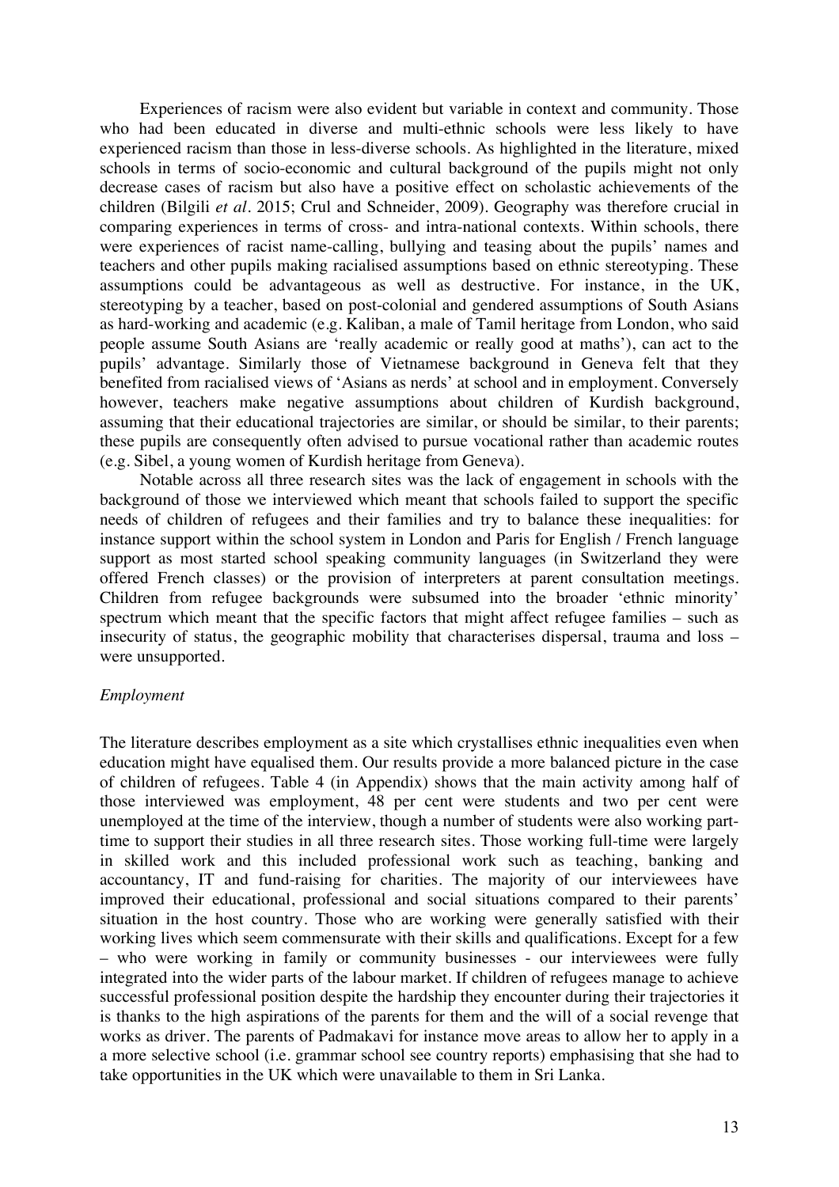Experiences of racism were also evident but variable in context and community. Those who had been educated in diverse and multi-ethnic schools were less likely to have experienced racism than those in less-diverse schools. As highlighted in the literature, mixed schools in terms of socio-economic and cultural background of the pupils might not only decrease cases of racism but also have a positive effect on scholastic achievements of the children (Bilgili *et al*. 2015; Crul and Schneider, 2009). Geography was therefore crucial in comparing experiences in terms of cross- and intra-national contexts. Within schools, there were experiences of racist name-calling, bullying and teasing about the pupils' names and teachers and other pupils making racialised assumptions based on ethnic stereotyping. These assumptions could be advantageous as well as destructive. For instance, in the UK, stereotyping by a teacher, based on post-colonial and gendered assumptions of South Asians as hard-working and academic (e.g. Kaliban, a male of Tamil heritage from London, who said people assume South Asians are 'really academic or really good at maths'), can act to the pupils' advantage. Similarly those of Vietnamese background in Geneva felt that they benefited from racialised views of 'Asians as nerds' at school and in employment. Conversely however, teachers make negative assumptions about children of Kurdish background, assuming that their educational trajectories are similar, or should be similar, to their parents; these pupils are consequently often advised to pursue vocational rather than academic routes (e.g. Sibel, a young women of Kurdish heritage from Geneva).

Notable across all three research sites was the lack of engagement in schools with the background of those we interviewed which meant that schools failed to support the specific needs of children of refugees and their families and try to balance these inequalities: for instance support within the school system in London and Paris for English / French language support as most started school speaking community languages (in Switzerland they were offered French classes) or the provision of interpreters at parent consultation meetings. Children from refugee backgrounds were subsumed into the broader 'ethnic minority' spectrum which meant that the specific factors that might affect refugee families – such as insecurity of status, the geographic mobility that characterises dispersal, trauma and loss – were unsupported.

*Employment*

The literature describes employment as a site which crystallises ethnic inequalities even when education might have equalised them. Our results provide a more balanced picture in the case of children of refugees. Table 4 (in Appendix) shows that the main activity among half of those interviewed was employment, 48 per cent were students and two per cent were unemployed at the time of the interview, though a number of students were also working part-time to support their studies in all three research sites. Those working full-time were largely in skilled work and this included professional work such as teaching, banking and accountancy, IT and fund-raising for charities. The majority of our interviewees have improved their educational, professional and social situations compared to their parents' situation in the host country. Those who are working were generally satisfied with their working lives which seem commensurate with their skills and qualifications. Except for a few – who were working in family or community businesses - our interviewees were fully integrated into the wider parts of the labour market. If children of refugees manage to achieve successful professional position despite the hardship they encounter during their trajectories it is thanks to the high aspirations of the parents for them and the will of a social revenge that works as driver. The parents of Padmakavi for instance move areas to allow her to apply in a a more selective school (i.e. grammar school see country reports) emphasising that she had to take opportunities in the UK which were unavailable to them in Sri Lanka.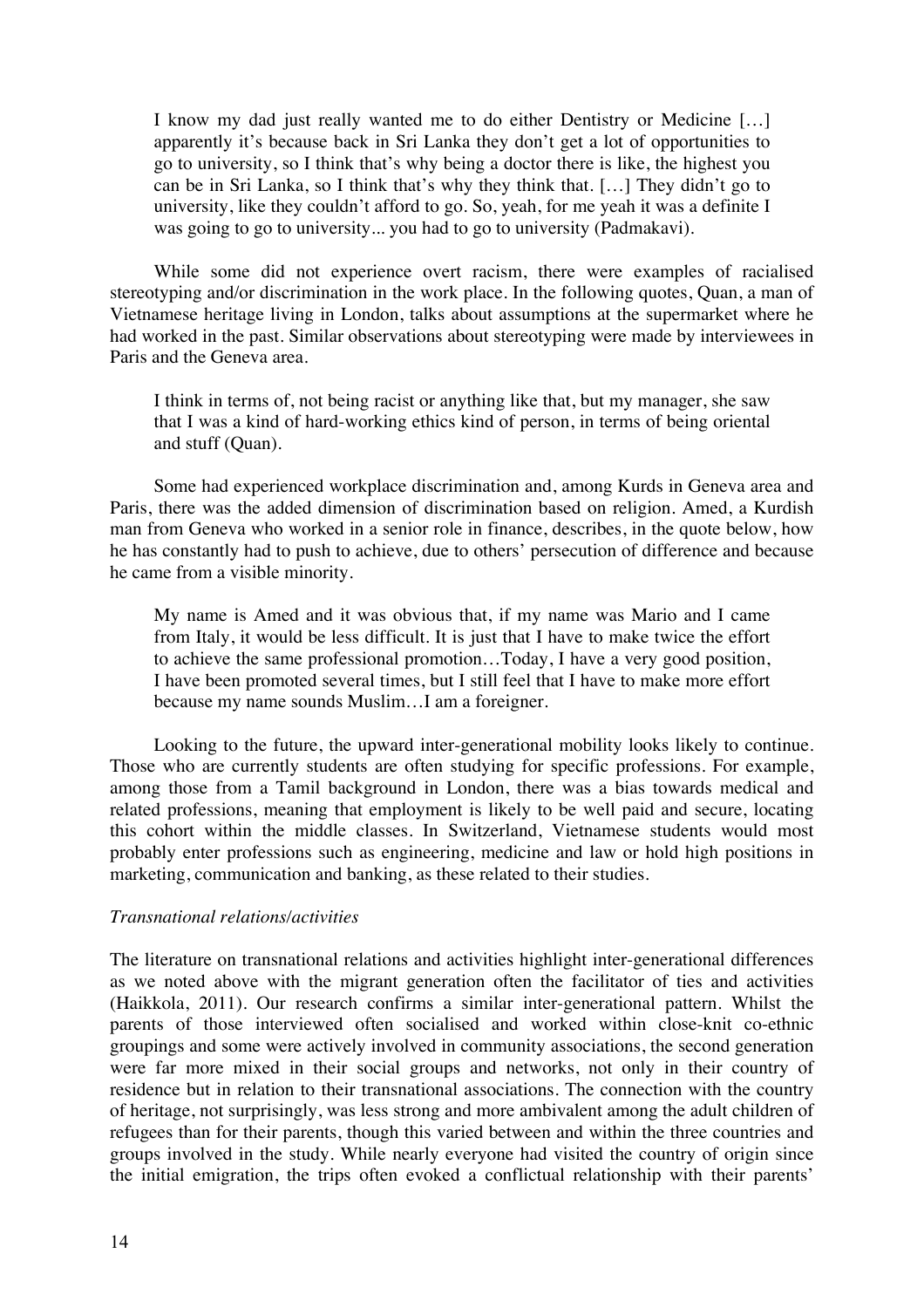> I know my dad just really wanted me to do either Dentistry or Medicine […] apparently it's because back in Sri Lanka they don't get a lot of opportunities to go to university, so I think that's why being a doctor there is like, the highest you can be in Sri Lanka, so I think that's why they think that. […] They didn't go to university, like they couldn't afford to go. So, yeah, for me yeah it was a definite I was going to go to university... you had to go to university (Padmakavi).

While some did not experience overt racism, there were examples of racialised stereotyping and/or discrimination in the work place. In the following quotes, Quan, a man of Vietnamese heritage living in London, talks about assumptions at the supermarket where he had worked in the past. Similar observations about stereotyping were made by interviewees in Paris and the Geneva area.

> I think in terms of, not being racist or anything like that, but my manager, she saw that I was a kind of hard-working ethics kind of person, in terms of being oriental and stuff (Quan).

Some had experienced workplace discrimination and, among Kurds in Geneva area and Paris, there was the added dimension of discrimination based on religion. Amed, a Kurdish man from Geneva who worked in a senior role in finance, describes, in the quote below, how he has constantly had to push to achieve, due to others' persecution of difference and because he came from a visible minority.

> My name is Amed and it was obvious that, if my name was Mario and I came from Italy, it would be less difficult. It is just that I have to make twice the effort to achieve the same professional promotion…Today, I have a very good position, I have been promoted several times, but I still feel that I have to make more effort because my name sounds Muslim…I am a foreigner.

Looking to the future, the upward inter-generational mobility looks likely to continue. Those who are currently students are often studying for specific professions. For example, among those from a Tamil background in London, there was a bias towards medical and related professions, meaning that employment is likely to be well paid and secure, locating this cohort within the middle classes. In Switzerland, Vietnamese students would most probably enter professions such as engineering, medicine and law or hold high positions in marketing, communication and banking, as these related to their studies.

*Transnational relations/activities*

The literature on transnational relations and activities highlight inter-generational differences as we noted above with the migrant generation often the facilitator of ties and activities (Haikkola, 2011). Our research confirms a similar inter-generational pattern. Whilst the parents of those interviewed often socialised and worked within close-knit co-ethnic groupings and some were actively involved in community associations, the second generation were far more mixed in their social groups and networks, not only in their country of residence but in relation to their transnational associations. The connection with the country of heritage, not surprisingly, was less strong and more ambivalent among the adult children of refugees than for their parents, though this varied between and within the three countries and groups involved in the study. While nearly everyone had visited the country of origin since the initial emigration, the trips often evoked a conflictual relationship with their parents'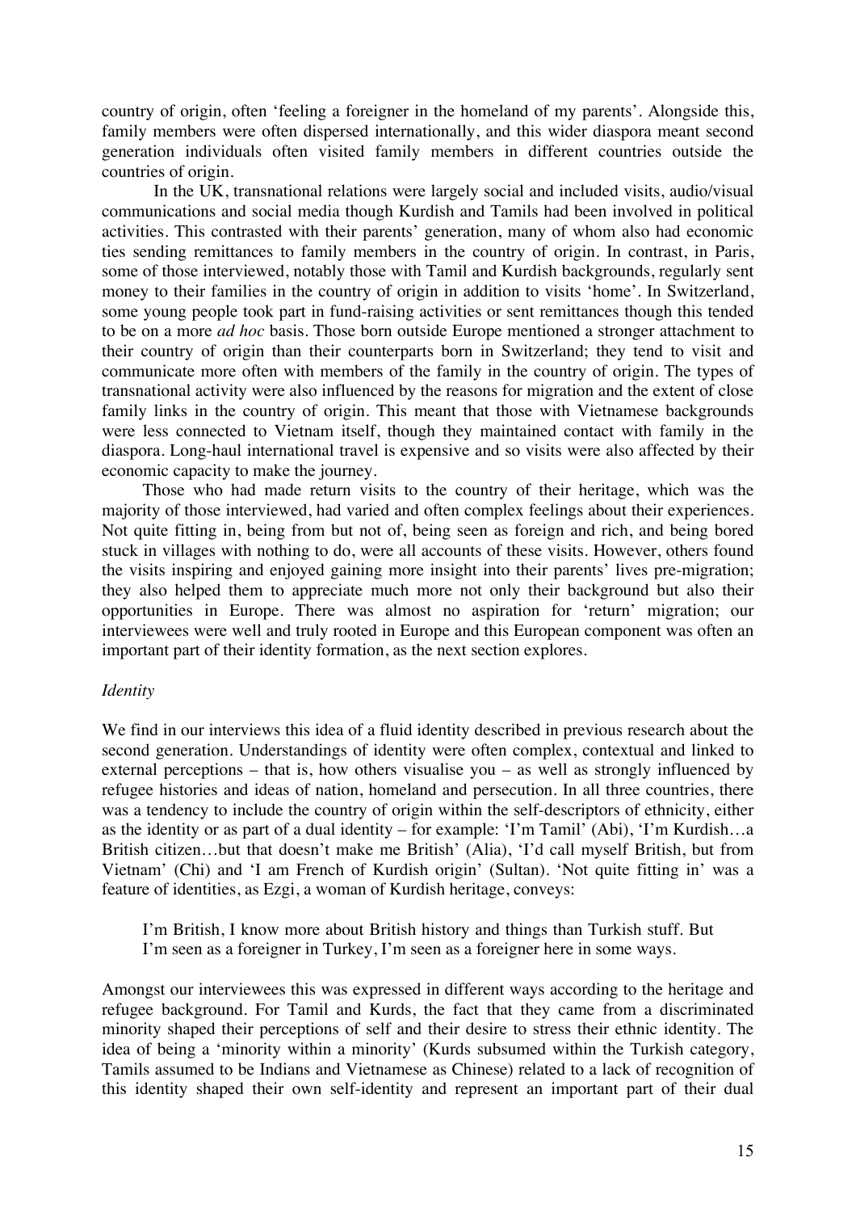country of origin, often 'feeling a foreigner in the homeland of my parents'. Alongside this, family members were often dispersed internationally, and this wider diaspora meant second generation individuals often visited family members in different countries outside the countries of origin.

In the UK, transnational relations were largely social and included visits, audio/visual communications and social media though Kurdish and Tamils had been involved in political activities. This contrasted with their parents' generation, many of whom also had economic ties sending remittances to family members in the country of origin. In contrast, in Paris, some of those interviewed, notably those with Tamil and Kurdish backgrounds, regularly sent money to their families in the country of origin in addition to visits 'home'. In Switzerland, some young people took part in fund-raising activities or sent remittances though this tended to be on a more *ad hoc* basis. Those born outside Europe mentioned a stronger attachment to their country of origin than their counterparts born in Switzerland; they tend to visit and communicate more often with members of the family in the country of origin. The types of transnational activity were also influenced by the reasons for migration and the extent of close family links in the country of origin. This meant that those with Vietnamese backgrounds were less connected to Vietnam itself, though they maintained contact with family in the diaspora. Long-haul international travel is expensive and so visits were also affected by their economic capacity to make the journey.

Those who had made return visits to the country of their heritage, which was the majority of those interviewed, had varied and often complex feelings about their experiences. Not quite fitting in, being from but not of, being seen as foreign and rich, and being bored stuck in villages with nothing to do, were all accounts of these visits. However, others found the visits inspiring and enjoyed gaining more insight into their parents' lives pre-migration; they also helped them to appreciate much more not only their background but also their opportunities in Europe. There was almost no aspiration for 'return' migration; our interviewees were well and truly rooted in Europe and this European component was often an important part of their identity formation, as the next section explores.

*Identity*

We find in our interviews this idea of a fluid identity described in previous research about the second generation. Understandings of identity were often complex, contextual and linked to external perceptions – that is, how others visualise you – as well as strongly influenced by refugee histories and ideas of nation, homeland and persecution. In all three countries, there was a tendency to include the country of origin within the self-descriptors of ethnicity, either as the identity or as part of a dual identity – for example: 'I'm Tamil' (Abi), 'I'm Kurdish…a British citizen…but that doesn't make me British' (Alia), 'I'd call myself British, but from Vietnam' (Chi) and 'I am French of Kurdish origin' (Sultan). 'Not quite fitting in' was a feature of identities, as Ezgi, a woman of Kurdish heritage, conveys:

> I'm British, I know more about British history and things than Turkish stuff. But I'm seen as a foreigner in Turkey, I'm seen as a foreigner here in some ways.

Amongst our interviewees this was expressed in different ways according to the heritage and refugee background. For Tamil and Kurds, the fact that they came from a discriminated minority shaped their perceptions of self and their desire to stress their ethnic identity. The idea of being a 'minority within a minority' (Kurds subsumed within the Turkish category, Tamils assumed to be Indians and Vietnamese as Chinese) related to a lack of recognition of this identity shaped their own self-identity and represent an important part of their dual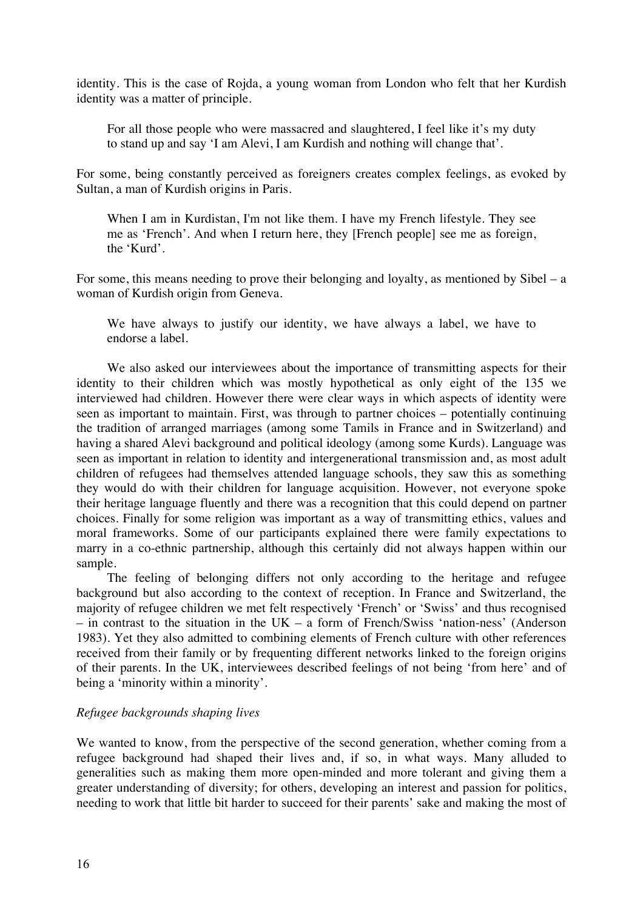identity. This is the case of Rojda, a young woman from London who felt that her Kurdish identity was a matter of principle.

> For all those people who were massacred and slaughtered, I feel like it's my duty to stand up and say 'I am Alevi, I am Kurdish and nothing will change that'.

For some, being constantly perceived as foreigners creates complex feelings, as evoked by Sultan, a man of Kurdish origins in Paris.

> When I am in Kurdistan, I'm not like them. I have my French lifestyle. They see me as 'French'. And when I return here, they [French people] see me as foreign, the 'Kurd'.

For some, this means needing to prove their belonging and loyalty, as mentioned by Sibel – a woman of Kurdish origin from Geneva.

> We have always to justify our identity, we have always a label, we have to endorse a label.

We also asked our interviewees about the importance of transmitting aspects for their identity to their children which was mostly hypothetical as only eight of the 135 we interviewed had children. However there were clear ways in which aspects of identity were seen as important to maintain. First, was through to partner choices – potentially continuing the tradition of arranged marriages (among some Tamils in France and in Switzerland) and having a shared Alevi background and political ideology (among some Kurds). Language was seen as important in relation to identity and intergenerational transmission and, as most adult children of refugees had themselves attended language schools, they saw this as something they would do with their children for language acquisition. However, not everyone spoke their heritage language fluently and there was a recognition that this could depend on partner choices. Finally for some religion was important as a way of transmitting ethics, values and moral frameworks. Some of our participants explained there were family expectations to marry in a co-ethnic partnership, although this certainly did not always happen within our sample.

The feeling of belonging differs not only according to the heritage and refugee background but also according to the context of reception. In France and Switzerland, the majority of refugee children we met felt respectively 'French' or 'Swiss' and thus recognised – in contrast to the situation in the UK – a form of French/Swiss 'nation-ness' (Anderson 1983). Yet they also admitted to combining elements of French culture with other references received from their family or by frequenting different networks linked to the foreign origins of their parents. In the UK, interviewees described feelings of not being 'from here' and of being a 'minority within a minority'.

*Refugee backgrounds shaping lives*

We wanted to know, from the perspective of the second generation, whether coming from a refugee background had shaped their lives and, if so, in what ways. Many alluded to generalities such as making them more open-minded and more tolerant and giving them a greater understanding of diversity; for others, developing an interest and passion for politics, needing to work that little bit harder to succeed for their parents' sake and making the most of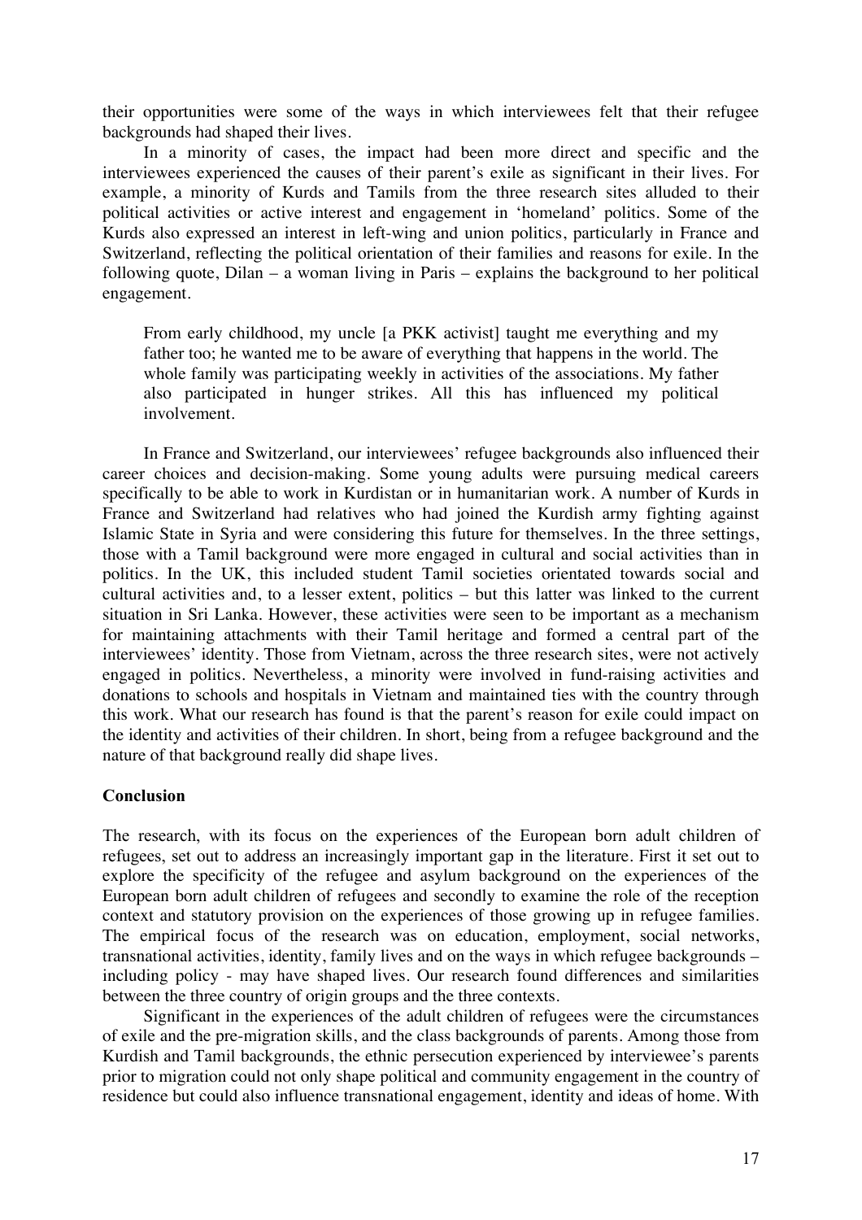their opportunities were some of the ways in which interviewees felt that their refugee backgrounds had shaped their lives.

In a minority of cases, the impact had been more direct and specific and the interviewees experienced the causes of their parent's exile as significant in their lives. For example, a minority of Kurds and Tamils from the three research sites alluded to their political activities or active interest and engagement in 'homeland' politics. Some of the Kurds also expressed an interest in left-wing and union politics, particularly in France and Switzerland, reflecting the political orientation of their families and reasons for exile. In the following quote, Dilan – a woman living in Paris – explains the background to her political engagement.

> From early childhood, my uncle [a PKK activist] taught me everything and my father too; he wanted me to be aware of everything that happens in the world. The whole family was participating weekly in activities of the associations. My father also participated in hunger strikes. All this has influenced my political involvement.

In France and Switzerland, our interviewees' refugee backgrounds also influenced their career choices and decision-making. Some young adults were pursuing medical careers specifically to be able to work in Kurdistan or in humanitarian work. A number of Kurds in France and Switzerland had relatives who had joined the Kurdish army fighting against Islamic State in Syria and were considering this future for themselves. In the three settings, those with a Tamil background were more engaged in cultural and social activities than in politics. In the UK, this included student Tamil societies orientated towards social and cultural activities and, to a lesser extent, politics – but this latter was linked to the current situation in Sri Lanka. However, these activities were seen to be important as a mechanism for maintaining attachments with their Tamil heritage and formed a central part of the interviewees' identity. Those from Vietnam, across the three research sites, were not actively engaged in politics. Nevertheless, a minority were involved in fund-raising activities and donations to schools and hospitals in Vietnam and maintained ties with the country through this work. What our research has found is that the parent's reason for exile could impact on the identity and activities of their children. In short, being from a refugee background and the nature of that background really did shape lives.

**Conclusion**

The research, with its focus on the experiences of the European born adult children of refugees, set out to address an increasingly important gap in the literature. First it set out to explore the specificity of the refugee and asylum background on the experiences of the European born adult children of refugees and secondly to examine the role of the reception context and statutory provision on the experiences of those growing up in refugee families. The empirical focus of the research was on education, employment, social networks, transnational activities, identity, family lives and on the ways in which refugee backgrounds – including policy - may have shaped lives. Our research found differences and similarities between the three country of origin groups and the three contexts.

Significant in the experiences of the adult children of refugees were the circumstances of exile and the pre-migration skills, and the class backgrounds of parents. Among those from Kurdish and Tamil backgrounds, the ethnic persecution experienced by interviewee's parents prior to migration could not only shape political and community engagement in the country of residence but could also influence transnational engagement, identity and ideas of home. With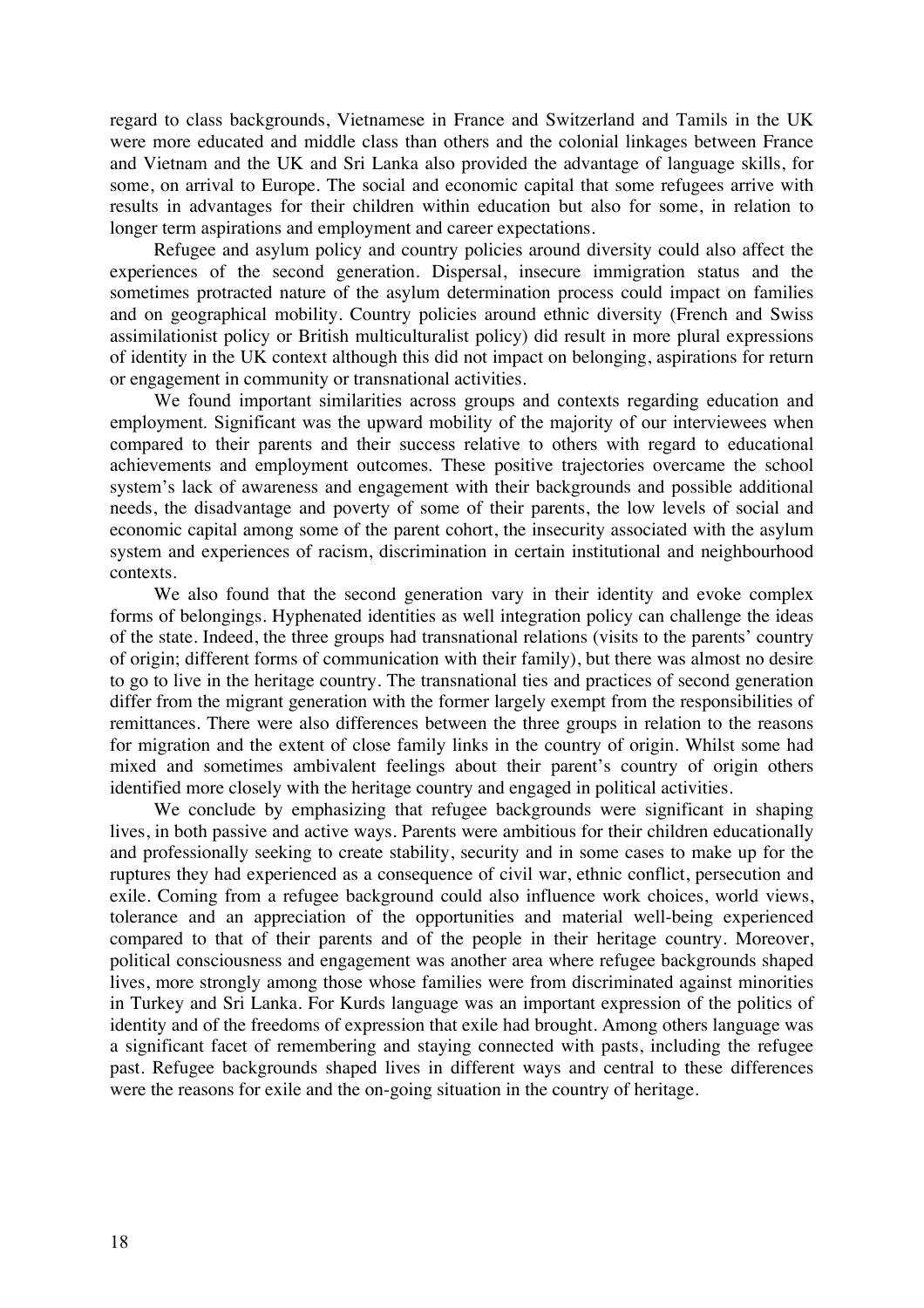regard to class backgrounds, Vietnamese in France and Switzerland and Tamils in the UK were more educated and middle class than others and the colonial linkages between France and Vietnam and the UK and Sri Lanka also provided the advantage of language skills, for some, on arrival to Europe. The social and economic capital that some refugees arrive with results in advantages for their children within education but also for some, in relation to longer term aspirations and employment and career expectations.

Refugee and asylum policy and country policies around diversity could also affect the experiences of the second generation. Dispersal, insecure immigration status and the sometimes protracted nature of the asylum determination process could impact on families and on geographical mobility. Country policies around ethnic diversity (French and Swiss assimilationist policy or British multiculturalist policy) did result in more plural expressions of identity in the UK context although this did not impact on belonging, aspirations for return or engagement in community or transnational activities.

We found important similarities across groups and contexts regarding education and employment. Significant was the upward mobility of the majority of our interviewees when compared to their parents and their success relative to others with regard to educational achievements and employment outcomes. These positive trajectories overcame the school system's lack of awareness and engagement with their backgrounds and possible additional needs, the disadvantage and poverty of some of their parents, the low levels of social and economic capital among some of the parent cohort, the insecurity associated with the asylum system and experiences of racism, discrimination in certain institutional and neighbourhood contexts.

We also found that the second generation vary in their identity and evoke complex forms of belongings. Hyphenated identities as well integration policy can challenge the ideas of the state. Indeed, the three groups had transnational relations (visits to the parents' country of origin; different forms of communication with their family), but there was almost no desire to go to live in the heritage country. The transnational ties and practices of second generation differ from the migrant generation with the former largely exempt from the responsibilities of remittances. There were also differences between the three groups in relation to the reasons for migration and the extent of close family links in the country of origin. Whilst some had mixed and sometimes ambivalent feelings about their parent's country of origin others identified more closely with the heritage country and engaged in political activities.

We conclude by emphasizing that refugee backgrounds were significant in shaping lives, in both passive and active ways. Parents were ambitious for their children educationally and professionally seeking to create stability, security and in some cases to make up for the ruptures they had experienced as a consequence of civil war, ethnic conflict, persecution and exile. Coming from a refugee background could also influence work choices, world views, tolerance and an appreciation of the opportunities and material well-being experienced compared to that of their parents and of the people in their heritage country. Moreover, political consciousness and engagement was another area where refugee backgrounds shaped lives, more strongly among those whose families were from discriminated against minorities in Turkey and Sri Lanka. For Kurds language was an important expression of the politics of identity and of the freedoms of expression that exile had brought. Among others language was a significant facet of remembering and staying connected with pasts, including the refugee past. Refugee backgrounds shaped lives in different ways and central to these differences were the reasons for exile and the on-going situation in the country of heritage.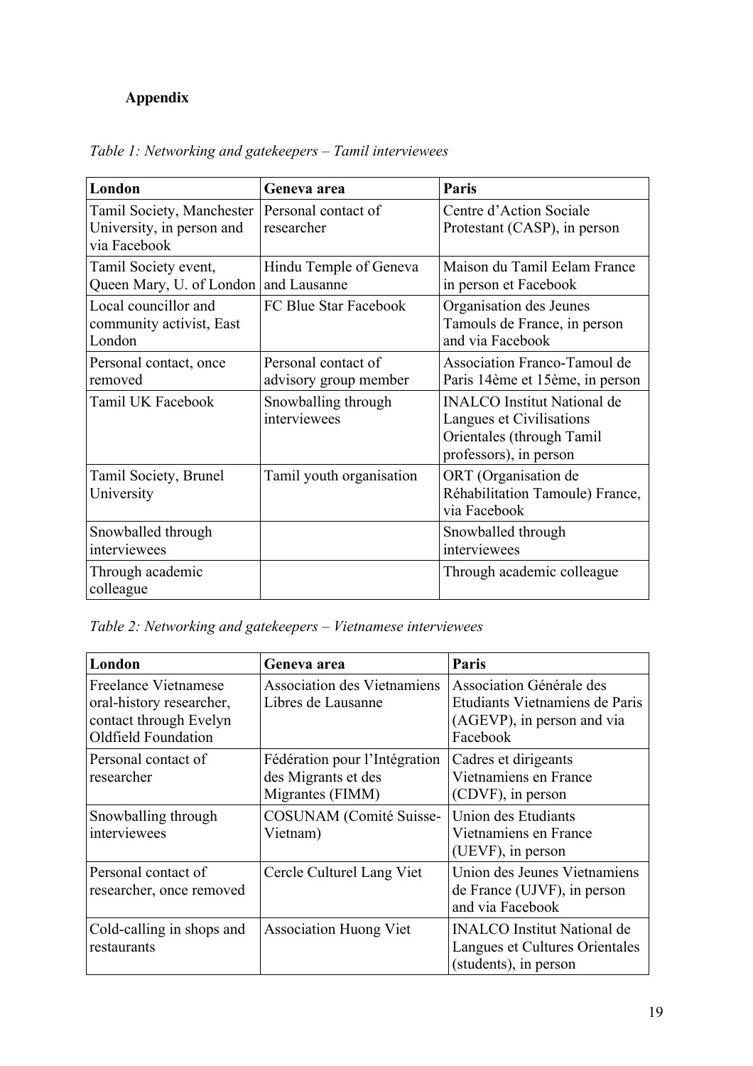## Appendix

*Table 1: Networking and gatekeepers – Tamil interviewees*

| London | Geneva area | Paris |
|---|---|---|
| Tamil Society, Manchester University, in person and via Facebook | Personal contact of researcher | Centre d'Action Sociale Protestant (CASP), in person |
| Tamil Society event, Queen Mary, U. of London | Hindu Temple of Geneva and Lausanne | Maison du Tamil Eelam France in person et Facebook |
| Local councillor and community activist, East London | FC Blue Star Facebook | Organisation des Jeunes Tamouls de France, in person and via Facebook |
| Personal contact, once removed | Personal contact of advisory group member | Association Franco-Tamoul de Paris 14ème et 15ème, in person |
| Tamil UK Facebook | Snowballing through interviewees | INALCO Institut National de Langues et Civilisations Orientales (through Tamil professors), in person |
| Tamil Society, Brunel University | Tamil youth organisation | ORT (Organisation de Réhabilitation Tamoule) France, via Facebook |
| Snowballed through interviewees | | Snowballed through interviewees |
| Through academic colleague | | Through academic colleague |

*Table 2: Networking and gatekeepers – Vietnamese interviewees*

| London | Geneva area | Paris |
|---|---|---|
| Freelance Vietnamese oral-history researcher, contact through Evelyn Oldfield Foundation | Association des Vietnamiens Libres de Lausanne | Association Générale des Etudiants Vietnamiens de Paris (AGEVP), in person and via Facebook |
| Personal contact of researcher | Fédération pour l'Intégration des Migrants et des Migrantes (FIMM) | Cadres et dirigeants Vietnamiens en France (CDVF), in person |
| Snowballing through interviewees | COSUNAM (Comité Suisse-Vietnam) | Union des Etudiants Vietnamiens en France (UEVF), in person |
| Personal contact of researcher, once removed | Cercle Culturel Lang Viet | Union des Jeunes Vietnamiens de France (UJVF), in person and via Facebook |
| Cold-calling in shops and restaurants | Association Huong Viet | INALCO Institut National de Langues et Cultures Orientales (students), in person |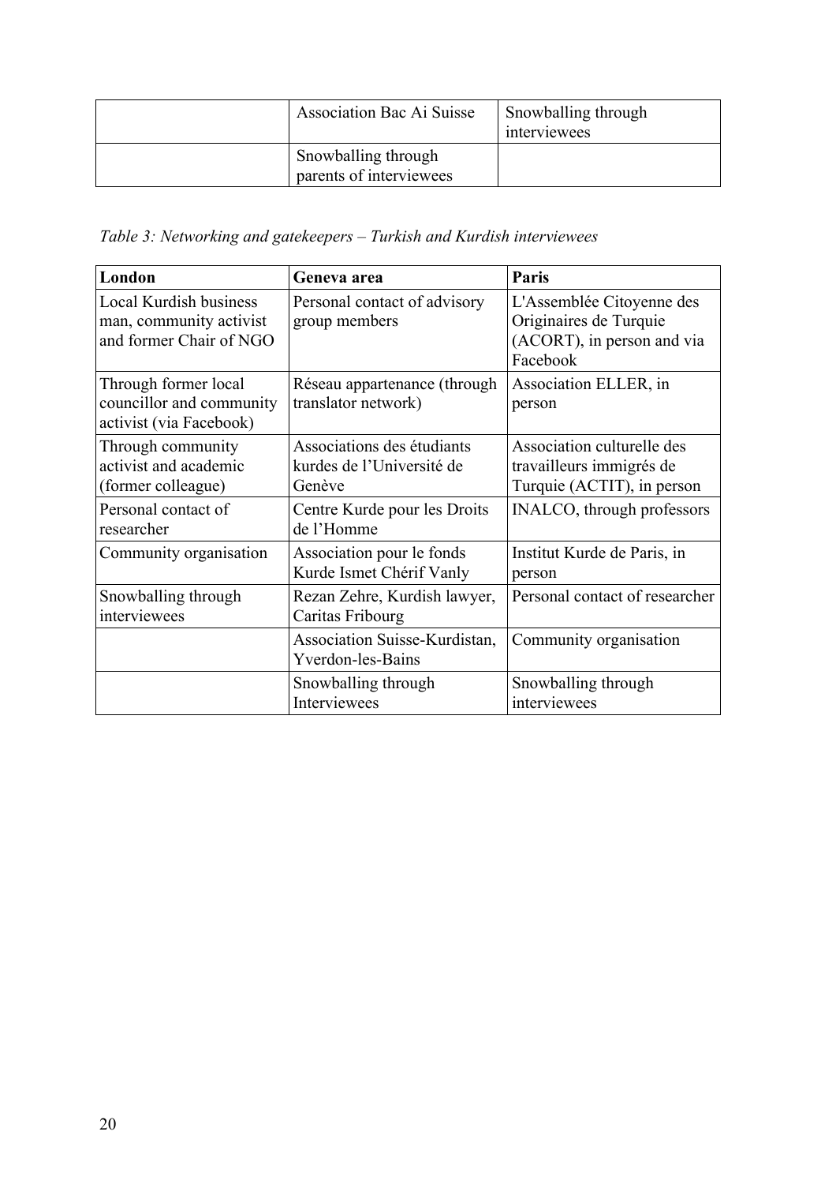| | | |
|---|---|---|
| | Association Bac Ai Suisse | Snowballing through interviewees |
| | Snowballing through parents of interviewees | |

*Table 3: Networking and gatekeepers – Turkish and Kurdish interviewees*

| London | Geneva area | Paris |
|---|---|---|
| Local Kurdish business man, community activist and former Chair of NGO | Personal contact of advisory group members | L'Assemblée Citoyenne des Originaires de Turquie (ACORT), in person and via Facebook |
| Through former local councillor and community activist (via Facebook) | Réseau appartenance (through translator network) | Association ELLER, in person |
| Through community activist and academic (former colleague) | Associations des étudiants kurdes de l'Université de Genève | Association culturelle des travailleurs immigrés de Turquie (ACTIT), in person |
| Personal contact of researcher | Centre Kurde pour les Droits de l'Homme | INALCO, through professors |
| Community organisation | Association pour le fonds Kurde Ismet Chérif Vanly | Institut Kurde de Paris, in person |
| Snowballing through interviewees | Rezan Zehre, Kurdish lawyer, Caritas Fribourg | Personal contact of researcher |
| | Association Suisse-Kurdistan, Yverdon-les-Bains | Community organisation |
| | Snowballing through Interviewees | Snowballing through interviewees |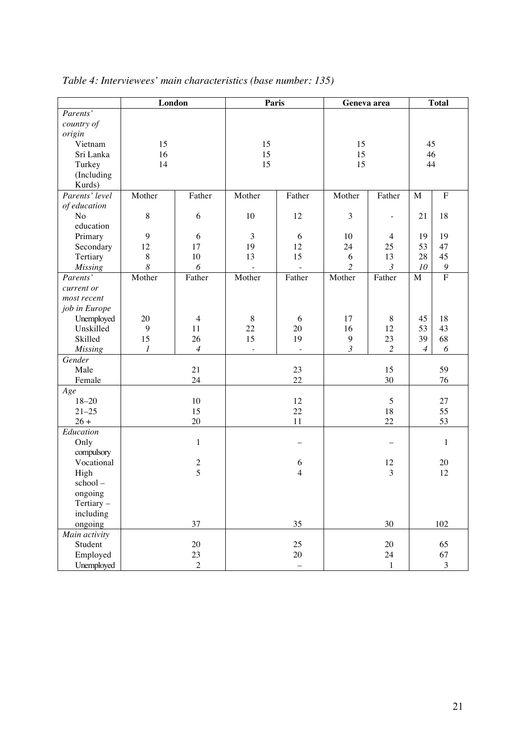*Table 4: Interviewees' main characteristics (base number: 135)*

| | London | | Paris | | Geneva area | | Total | |
|---|---|---|---|---|---|---|---|---|
| *Parents' country of origin* | | | | | | | | |
| Vietnam | 15 | | 15 | | 15 | | 45 | |
| Sri Lanka | 16 | | 15 | | 15 | | 46 | |
| Turkey (Including Kurds) | 14 | | 15 | | 15 | | 44 | |
| *Parents' level of education* | Mother | Father | Mother | Father | Mother | Father | M | F |
| No education | 8 | 6 | 10 | 12 | 3 | - | 21 | 18 |
| Primary | 9 | 6 | 3 | 6 | 10 | 4 | 19 | 19 |
| Secondary | 12 | 17 | 19 | 12 | 24 | 25 | 53 | 47 |
| Tertiary | 8 | 10 | 13 | 15 | 6 | 13 | 28 | 45 |
| *Missing* | *8* | *6* | - | - | *2* | *3* | *10* | *9* |
| *Parents' current or most recent job in Europe* | Mother | Father | Mother | Father | Mother | Father | M | F |
| Unemployed | 20 | 4 | 8 | 6 | 17 | 8 | 45 | 18 |
| Unskilled | 9 | 11 | 22 | 20 | 16 | 12 | 53 | 43 |
| Skilled | 15 | 26 | 15 | 19 | 9 | 23 | 39 | 68 |
| *Missing* | *1* | *4* | - | - | *3* | *2* | *4* | *6* |
| *Gender* | | | | | | | | |
| Male | 21 | | 23 | | 15 | | 59 | |
| Female | 24 | | 22 | | 30 | | 76 | |
| *Age* | | | | | | | | |
| 18–20 | 10 | | 12 | | 5 | | 27 | |
| 21–25 | 15 | | 22 | | 18 | | 55 | |
| 26 + | 20 | | 11 | | 22 | | 53 | |
| *Education* | | | | | | | | |
| Only compulsory | 1 | | – | | – | | 1 | |
| Vocational | 2 | | 6 | | 12 | | 20 | |
| High school – ongoing | 5 | | 4 | | 3 | | 12 | |
| Tertiary – including ongoing | 37 | | 35 | | 30 | | 102 | |
| *Main activity* | | | | | | | | |
| Student | 20 | | 25 | | 20 | | 65 | |
| Employed | 23 | | 20 | | 24 | | 67 | |
| Unemployed | 2 | | – | | 1 | | 3 | |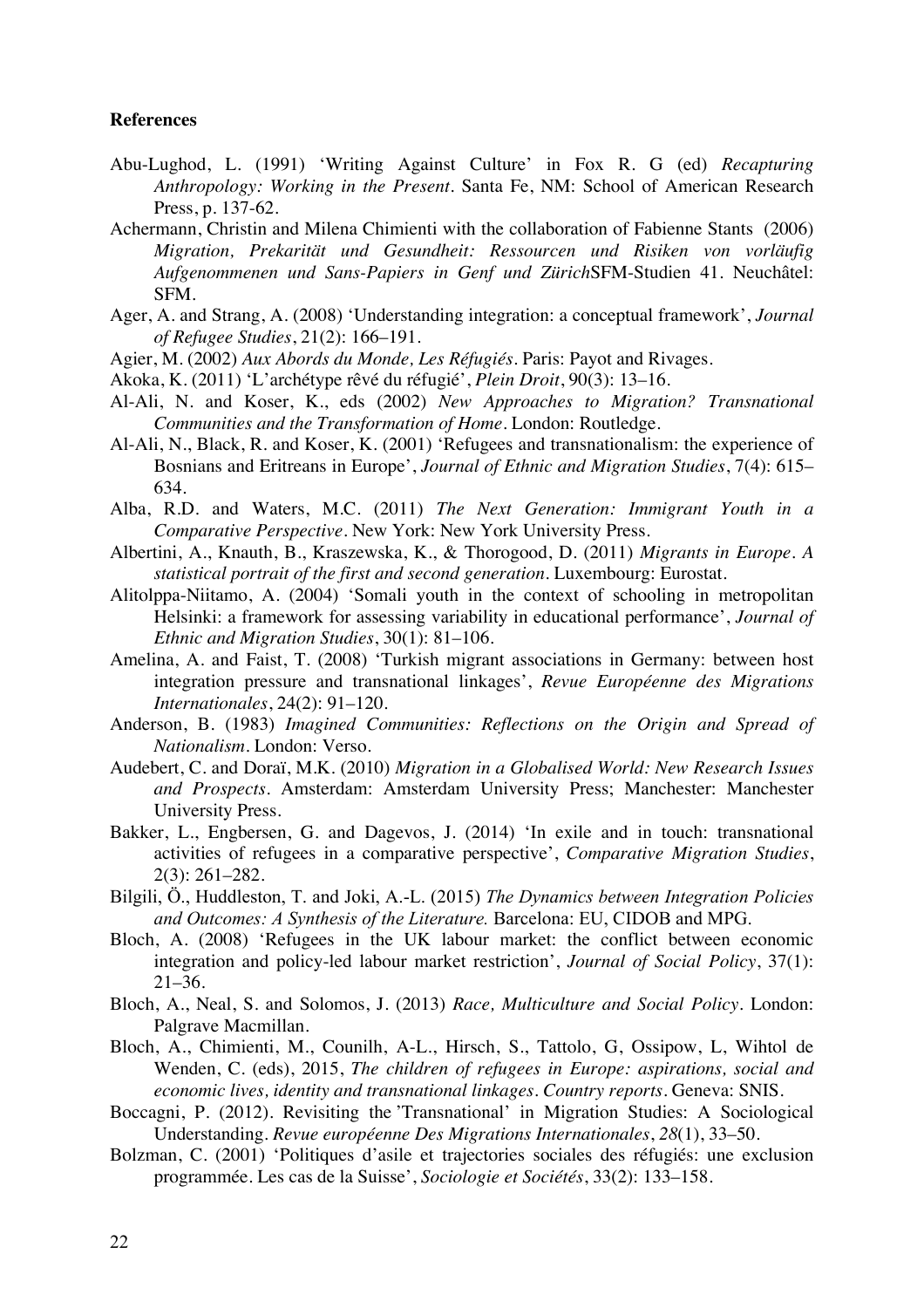**References**

Abu-Lughod, L. (1991) 'Writing Against Culture' in Fox R. G (ed) *Recapturing Anthropology: Working in the Present*. Santa Fe, NM: School of American Research Press, p. 137-62.

Achermann, Christin and Milena Chimienti with the collaboration of Fabienne Stants (2006) *Migration, Prekarität und Gesundheit: Ressourcen und Risiken von vorläufig Aufgenommenen und Sans-Papiers in Genf und Zürich*SFM-Studien 41. Neuchâtel: SFM.

Ager, A. and Strang, A. (2008) 'Understanding integration: a conceptual framework', *Journal of Refugee Studies*, 21(2): 166–191.

Agier, M. (2002) *Aux Abords du Monde, Les Réfugiés*. Paris: Payot and Rivages.

Akoka, K. (2011) 'L'archétype rêvé du réfugié', *Plein Droit*, 90(3): 13–16.

Al-Ali, N. and Koser, K., eds (2002) *New Approaches to Migration? Transnational Communities and the Transformation of Home*. London: Routledge.

Al-Ali, N., Black, R. and Koser, K. (2001) 'Refugees and transnationalism: the experience of Bosnians and Eritreans in Europe', *Journal of Ethnic and Migration Studies*, 7(4): 615–634.

Alba, R.D. and Waters, M.C. (2011) *The Next Generation: Immigrant Youth in a Comparative Perspective*. New York: New York University Press.

Albertini, A., Knauth, B., Kraszewska, K., & Thorogood, D. (2011) *Migrants in Europe. A statistical portrait of the first and second generation*. Luxembourg: Eurostat.

Alitolppa-Niitamo, A. (2004) 'Somali youth in the context of schooling in metropolitan Helsinki: a framework for assessing variability in educational performance', *Journal of Ethnic and Migration Studies*, 30(1): 81–106.

Amelina, A. and Faist, T. (2008) 'Turkish migrant associations in Germany: between host integration pressure and transnational linkages', *Revue Européenne des Migrations Internationales*, 24(2): 91–120.

Anderson, B. (1983) *Imagined Communities: Reflections on the Origin and Spread of Nationalism*. London: Verso.

Audebert, C. and Doraï, M.K. (2010) *Migration in a Globalised World: New Research Issues and Prospects*. Amsterdam: Amsterdam University Press; Manchester: Manchester University Press.

Bakker, L., Engbersen, G. and Dagevos, J. (2014) 'In exile and in touch: transnational activities of refugees in a comparative perspective', *Comparative Migration Studies*, 2(3): 261–282.

Bilgili, Ö., Huddleston, T. and Joki, A.-L. (2015) *The Dynamics between Integration Policies and Outcomes: A Synthesis of the Literature.* Barcelona: EU, CIDOB and MPG.

Bloch, A. (2008) 'Refugees in the UK labour market: the conflict between economic integration and policy-led labour market restriction', *Journal of Social Policy*, 37(1): 21–36.

Bloch, A., Neal, S. and Solomos, J. (2013) *Race, Multiculture and Social Policy*. London: Palgrave Macmillan.

Bloch, A., Chimienti, M., Counilh, A-L., Hirsch, S., Tattolo, G, Ossipow, L, Wihtol de Wenden, C. (eds), 2015, *The children of refugees in Europe: aspirations, social and economic lives, identity and transnational linkages. Country reports*. Geneva: SNIS.

Boccagni, P. (2012). Revisiting the 'Transnational' in Migration Studies: A Sociological Understanding. *Revue européenne Des Migrations Internationales*, *28*(1), 33–50.

Bolzman, C. (2001) 'Politiques d'asile et trajectories sociales des réfugiés: une exclusion programmée. Les cas de la Suisse', *Sociologie et Sociétés*, 33(2): 133–158.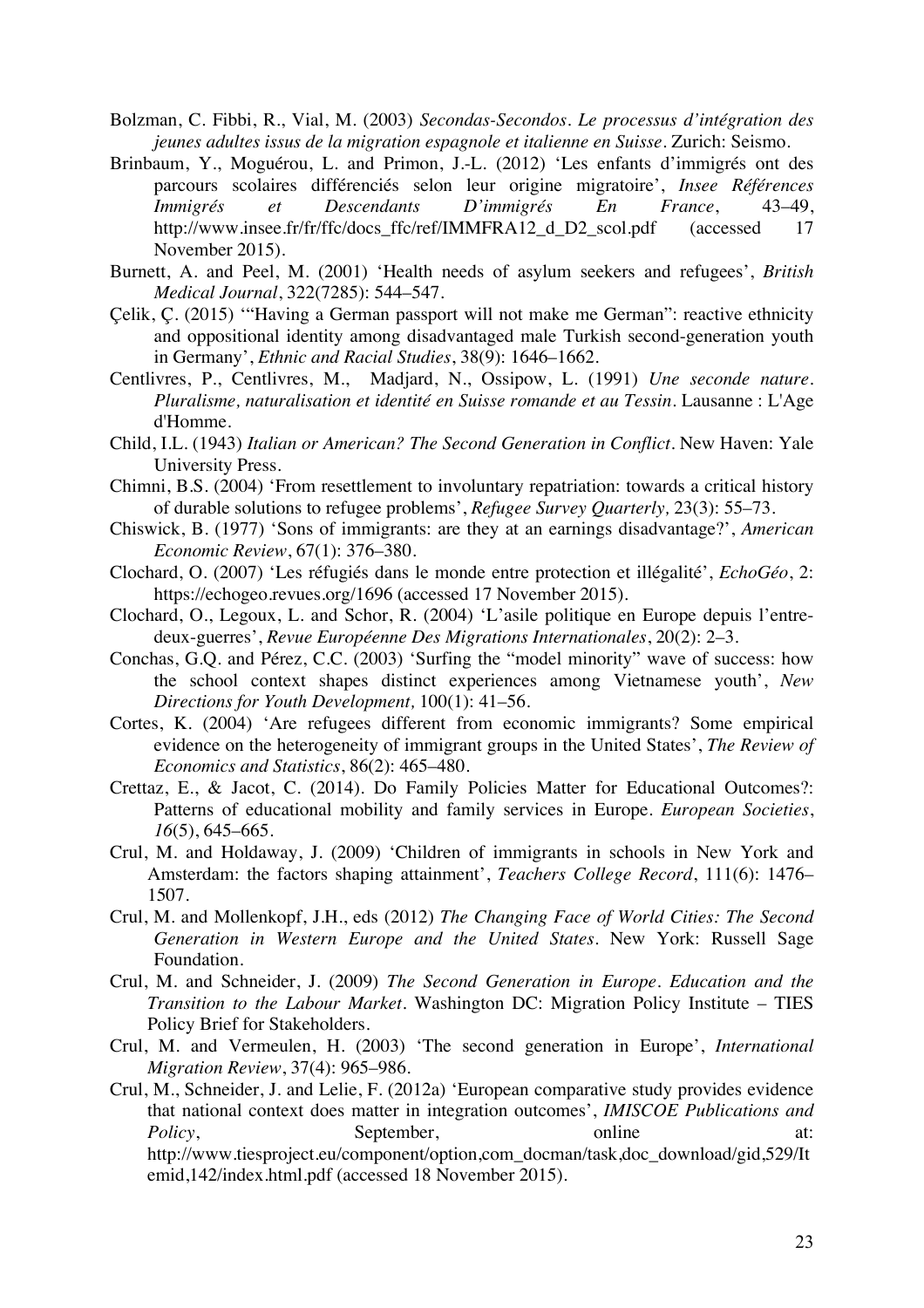Bolzman, C. Fibbi, R., Vial, M. (2003) *Secondas-Secondos. Le processus d'intégration des jeunes adultes issus de la migration espagnole et italienne en Suisse*. Zurich: Seismo.

Brinbaum, Y., Moguérou, L. and Primon, J.-L. (2012) 'Les enfants d'immigrés ont des parcours scolaires différenciés selon leur origine migratoire', *Insee Références Immigrés et Descendants D'immigrés En France*, 43–49, http://www.insee.fr/fr/ffc/docs_ffc/ref/IMMFRA12_d_D2_scol.pdf (accessed 17 November 2015).

Burnett, A. and Peel, M. (2001) 'Health needs of asylum seekers and refugees', *British Medical Journal*, 322(7285): 544–547.

Çelik, Ç. (2015) '"Having a German passport will not make me German": reactive ethnicity and oppositional identity among disadvantaged male Turkish second-generation youth in Germany', *Ethnic and Racial Studies*, 38(9): 1646–1662.

Centlivres, P., Centlivres, M., Madjard, N., Ossipow, L. (1991) *Une seconde nature. Pluralisme, naturalisation et identité en Suisse romande et au Tessin*. Lausanne : L'Age d'Homme.

Child, I.L. (1943) *Italian or American? The Second Generation in Conflict*. New Haven: Yale University Press.

Chimni, B.S. (2004) 'From resettlement to involuntary repatriation: towards a critical history of durable solutions to refugee problems', *Refugee Survey Quarterly,* 23(3): 55–73.

Chiswick, B. (1977) 'Sons of immigrants: are they at an earnings disadvantage?', *American Economic Review*, 67(1): 376–380.

Clochard, O. (2007) 'Les réfugiés dans le monde entre protection et illégalité', *EchoGéo*, 2: https://echogeo.revues.org/1696 (accessed 17 November 2015).

Clochard, O., Legoux, L. and Schor, R. (2004) 'L'asile politique en Europe depuis l'entre-deux-guerres', *Revue Européenne Des Migrations Internationales*, 20(2): 2–3.

Conchas, G.Q. and Pérez, C.C. (2003) 'Surfing the "model minority" wave of success: how the school context shapes distinct experiences among Vietnamese youth', *New Directions for Youth Development,* 100(1): 41–56.

Cortes, K. (2004) 'Are refugees different from economic immigrants? Some empirical evidence on the heterogeneity of immigrant groups in the United States', *The Review of Economics and Statistics*, 86(2): 465–480.

Crettaz, E., & Jacot, C. (2014). Do Family Policies Matter for Educational Outcomes?: Patterns of educational mobility and family services in Europe. *European Societies*, *16*(5), 645–665.

Crul, M. and Holdaway, J. (2009) 'Children of immigrants in schools in New York and Amsterdam: the factors shaping attainment', *Teachers College Record*, 111(6): 1476–1507.

Crul, M. and Mollenkopf, J.H., eds (2012) *The Changing Face of World Cities: The Second Generation in Western Europe and the United States*. New York: Russell Sage Foundation.

Crul, M. and Schneider, J. (2009) *The Second Generation in Europe. Education and the Transition to the Labour Market*. Washington DC: Migration Policy Institute – TIES Policy Brief for Stakeholders.

Crul, M. and Vermeulen, H. (2003) 'The second generation in Europe', *International Migration Review*, 37(4): 965–986.

Crul, M., Schneider, J. and Lelie, F. (2012a) 'European comparative study provides evidence that national context does matter in integration outcomes', *IMISCOE Publications and Policy*, September, online at: http://www.tiesproject.eu/component/option,com_docman/task,doc_download/gid,529/Itemid,142/index.html.pdf (accessed 18 November 2015).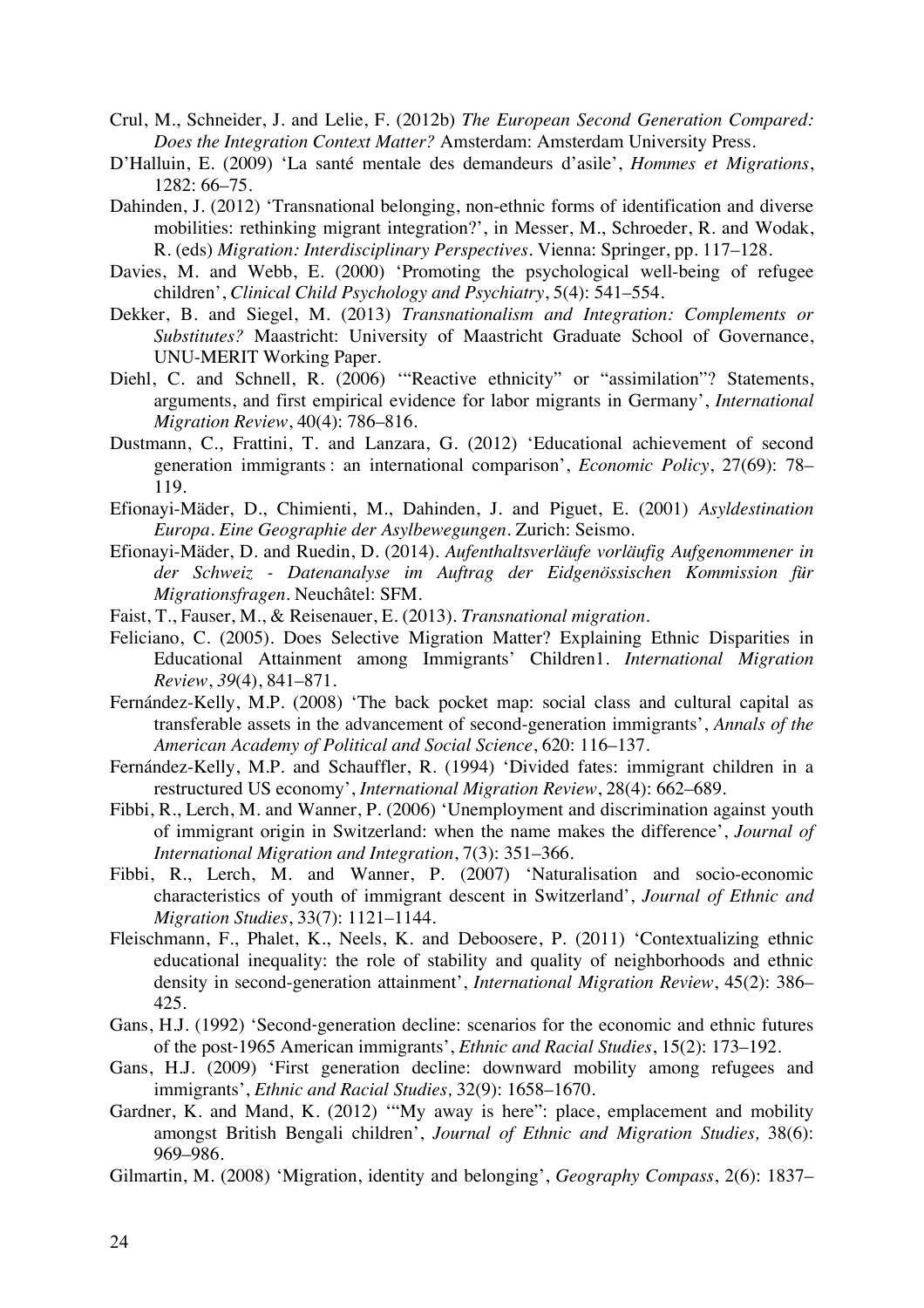Crul, M., Schneider, J. and Lelie, F. (2012b) *The European Second Generation Compared: Does the Integration Context Matter?* Amsterdam: Amsterdam University Press.

D'Halluin, E. (2009) 'La santé mentale des demandeurs d'asile', *Hommes et Migrations*, 1282: 66–75.

Dahinden, J. (2012) 'Transnational belonging, non-ethnic forms of identification and diverse mobilities: rethinking migrant integration?', in Messer, M., Schroeder, R. and Wodak, R. (eds) *Migration: Interdisciplinary Perspectives*. Vienna: Springer, pp. 117–128.

Davies, M. and Webb, E. (2000) 'Promoting the psychological well-being of refugee children', *Clinical Child Psychology and Psychiatry*, 5(4): 541–554.

Dekker, B. and Siegel, M. (2013) *Transnationalism and Integration: Complements or Substitutes?* Maastricht: University of Maastricht Graduate School of Governance, UNU-MERIT Working Paper.

Diehl, C. and Schnell, R. (2006) '"Reactive ethnicity" or "assimilation"? Statements, arguments, and first empirical evidence for labor migrants in Germany', *International Migration Review*, 40(4): 786–816.

Dustmann, C., Frattini, T. and Lanzara, G. (2012) 'Educational achievement of second generation immigrants : an international comparison', *Economic Policy*, 27(69): 78–119.

Efionayi-Mäder, D., Chimienti, M., Dahinden, J. and Piguet, E. (2001) *Asyldestination Europa. Eine Geographie der Asylbewegungen*. Zurich: Seismo.

Efionayi-Mäder, D. and Ruedin, D. (2014). *Aufenthaltsverläufe vorläufig Aufgenommener in der Schweiz - Datenanalyse im Auftrag der Eidgenössischen Kommission für Migrationsfragen*. Neuchâtel: SFM.

Faist, T., Fauser, M., & Reisenauer, E. (2013). *Transnational migration*.

Feliciano, C. (2005). Does Selective Migration Matter? Explaining Ethnic Disparities in Educational Attainment among Immigrants' Children1. *International Migration Review*, *39*(4), 841–871.

Fernández-Kelly, M.P. (2008) 'The back pocket map: social class and cultural capital as transferable assets in the advancement of second-generation immigrants', *Annals of the American Academy of Political and Social Science*, 620: 116–137.

Fernández-Kelly, M.P. and Schauffler, R. (1994) 'Divided fates: immigrant children in a restructured US economy', *International Migration Review*, 28(4): 662–689.

Fibbi, R., Lerch, M. and Wanner, P. (2006) 'Unemployment and discrimination against youth of immigrant origin in Switzerland: when the name makes the difference', *Journal of International Migration and Integration*, 7(3): 351–366.

Fibbi, R., Lerch, M. and Wanner, P. (2007) 'Naturalisation and socio-economic characteristics of youth of immigrant descent in Switzerland', *Journal of Ethnic and Migration Studies*, 33(7): 1121–1144.

Fleischmann, F., Phalet, K., Neels, K. and Deboosere, P. (2011) 'Contextualizing ethnic educational inequality: the role of stability and quality of neighborhoods and ethnic density in second-generation attainment', *International Migration Review*, 45(2): 386–425.

Gans, H.J. (1992) 'Second-generation decline: scenarios for the economic and ethnic futures of the post-1965 American immigrants', *Ethnic and Racial Studies*, 15(2): 173–192.

Gans, H.J. (2009) 'First generation decline: downward mobility among refugees and immigrants', *Ethnic and Racial Studies,* 32(9): 1658–1670.

Gardner, K. and Mand, K. (2012) '"My away is here": place, emplacement and mobility amongst British Bengali children', *Journal of Ethnic and Migration Studies,* 38(6): 969–986.

Gilmartin, M. (2008) 'Migration, identity and belonging', *Geography Compass*, 2(6): 1837–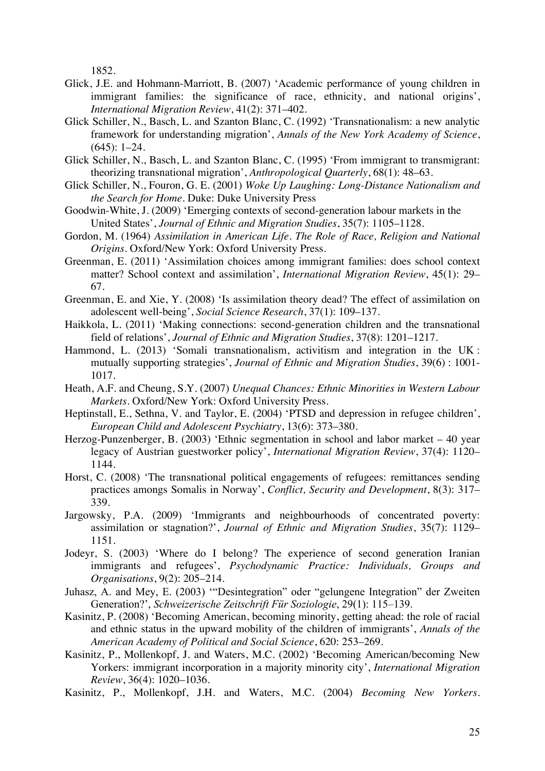1852.

Glick, J.E. and Hohmann-Marriott, B. (2007) 'Academic performance of young children in immigrant families: the significance of race, ethnicity, and national origins', *International Migration Review*, 41(2): 371–402.

Glick Schiller, N., Basch, L. and Szanton Blanc, C. (1992) 'Transnationalism: a new analytic framework for understanding migration', *Annals of the New York Academy of Science*, (645): 1–24.

Glick Schiller, N., Basch, L. and Szanton Blanc, C. (1995) 'From immigrant to transmigrant: theorizing transnational migration', *Anthropological Quarterly*, 68(1): 48–63.

Glick Schiller, N., Fouron, G. E. (2001) *Woke Up Laughing: Long-Distance Nationalism and the Search for Home*. Duke: Duke University Press

Goodwin-White, J. (2009) 'Emerging contexts of second-generation labour markets in the United States', *Journal of Ethnic and Migration Studies*, 35(7): 1105–1128.

Gordon, M. (1964) *Assimilation in American Life. The Role of Race, Religion and National Origins*. Oxford/New York: Oxford University Press.

Greenman, E. (2011) 'Assimilation choices among immigrant families: does school context matter? School context and assimilation', *International Migration Review*, 45(1): 29–67.

Greenman, E. and Xie, Y. (2008) 'Is assimilation theory dead? The effect of assimilation on adolescent well-being', *Social Science Research*, 37(1): 109–137.

Haikkola, L. (2011) 'Making connections: second-generation children and the transnational field of relations', *Journal of Ethnic and Migration Studies*, 37(8): 1201–1217.

Hammond, L. (2013) 'Somali transnationalism, activitism and integration in the UK : mutually supporting strategies', *Journal of Ethnic and Migration Studies*, 39(6) : 1001-1017.

Heath, A.F. and Cheung, S.Y. (2007) *Unequal Chances: Ethnic Minorities in Western Labour Markets*. Oxford/New York: Oxford University Press.

Heptinstall, E., Sethna, V. and Taylor, E. (2004) 'PTSD and depression in refugee children', *European Child and Adolescent Psychiatry*, 13(6): 373–380.

Herzog-Punzenberger, B. (2003) 'Ethnic segmentation in school and labor market – 40 year legacy of Austrian guestworker policy', *International Migration Review*, 37(4): 1120–1144.

Horst, C. (2008) 'The transnational political engagements of refugees: remittances sending practices amongs Somalis in Norway', *Conflict, Security and Development*, 8(3): 317–339.

Jargowsky, P.A. (2009) 'Immigrants and neighbourhoods of concentrated poverty: assimilation or stagnation?', *Journal of Ethnic and Migration Studies*, 35(7): 1129–1151.

Jodeyr, S. (2003) 'Where do I belong? The experience of second generation Iranian immigrants and refugees', *Psychodynamic Practice: Individuals, Groups and Organisations*, 9(2): 205–214.

Juhasz, A. and Mey, E. (2003) '"Desintegration" oder "gelungene Integration" der Zweiten Generation?', *Schweizerische Zeitschrift Für Soziologie*, 29(1): 115–139.

Kasinitz, P. (2008) 'Becoming American, becoming minority, getting ahead: the role of racial and ethnic status in the upward mobility of the children of immigrants', *Annals of the American Academy of Political and Social Science*, 620: 253–269.

Kasinitz, P., Mollenkopf, J. and Waters, M.C. (2002) 'Becoming American/becoming New Yorkers: immigrant incorporation in a majority minority city', *International Migration Review*, 36(4): 1020–1036.

Kasinitz, P., Mollenkopf, J.H. and Waters, M.C. (2004) *Becoming New Yorkers.*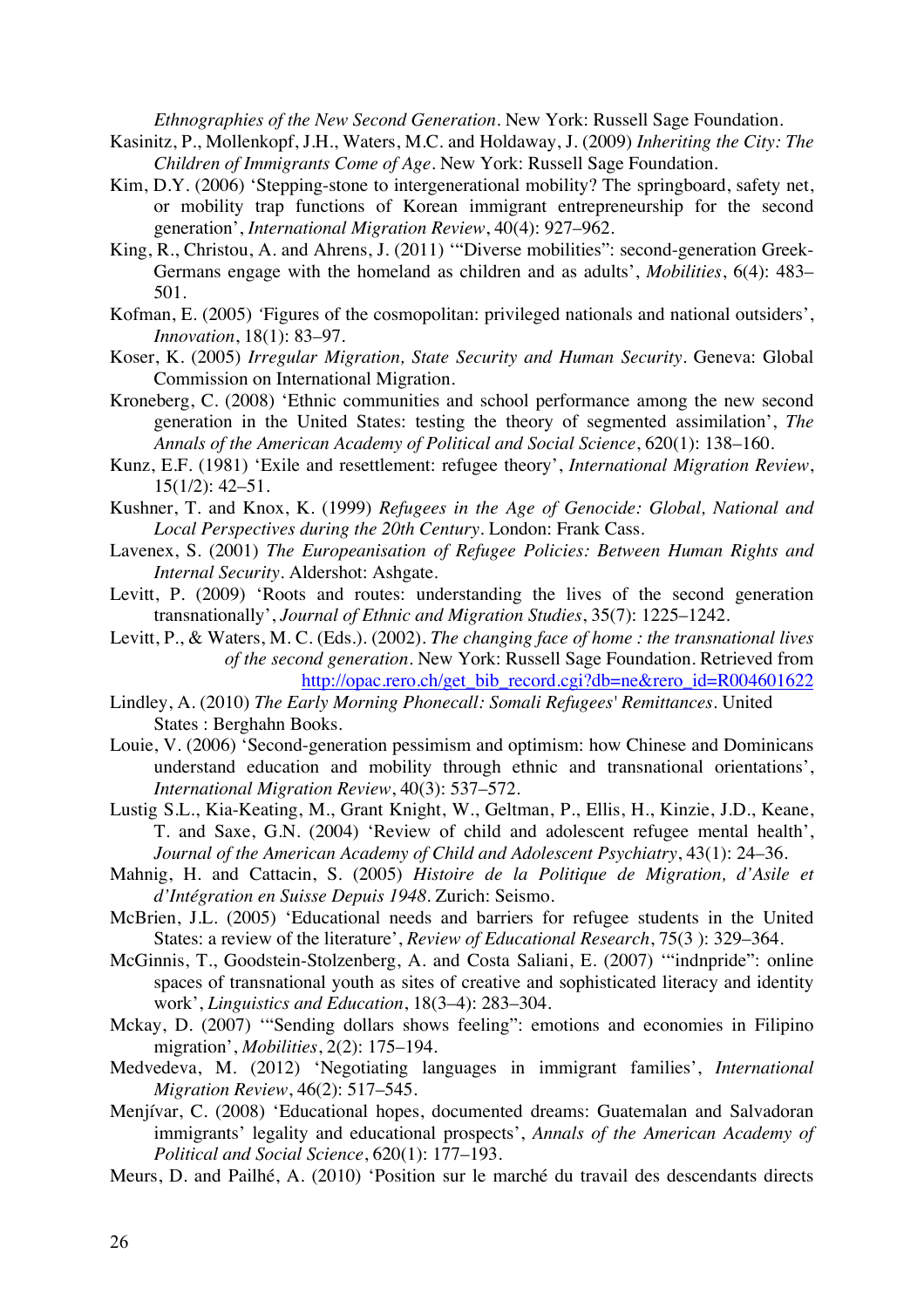*Ethnographies of the New Second Generation*. New York: Russell Sage Foundation.

Kasinitz, P., Mollenkopf, J.H., Waters, M.C. and Holdaway, J. (2009) *Inheriting the City: The Children of Immigrants Come of Age*. New York: Russell Sage Foundation.

Kim, D.Y. (2006) 'Stepping-stone to intergenerational mobility? The springboard, safety net, or mobility trap functions of Korean immigrant entrepreneurship for the second generation', *International Migration Review*, 40(4): 927–962.

King, R., Christou, A. and Ahrens, J. (2011) '"Diverse mobilities": second-generation Greek-Germans engage with the homeland as children and as adults', *Mobilities*, 6(4): 483–501.

Kofman, E. (2005) 'Figures of the cosmopolitan: privileged nationals and national outsiders', *Innovation*, 18(1): 83–97.

Koser, K. (2005) *Irregular Migration, State Security and Human Security*. Geneva: Global Commission on International Migration.

Kroneberg, C. (2008) 'Ethnic communities and school performance among the new second generation in the United States: testing the theory of segmented assimilation', *The Annals of the American Academy of Political and Social Science*, 620(1): 138–160.

Kunz, E.F. (1981) 'Exile and resettlement: refugee theory', *International Migration Review*, 15(1/2): 42–51.

Kushner, T. and Knox, K. (1999) *Refugees in the Age of Genocide: Global, National and Local Perspectives during the 20th Century*. London: Frank Cass.

Lavenex, S. (2001) *The Europeanisation of Refugee Policies: Between Human Rights and Internal Security*. Aldershot: Ashgate.

Levitt, P. (2009) 'Roots and routes: understanding the lives of the second generation transnationally', *Journal of Ethnic and Migration Studies*, 35(7): 1225–1242.

Levitt, P., & Waters, M. C. (Eds.). (2002). *The changing face of home : the transnational lives of the second generation*. New York: Russell Sage Foundation. Retrieved from http://opac.rero.ch/get_bib_record.cgi?db=ne&rero_id=R004601622

Lindley, A. (2010) *The Early Morning Phonecall: Somali Refugees' Remittances*. United States : Berghahn Books.

Louie, V. (2006) 'Second-generation pessimism and optimism: how Chinese and Dominicans understand education and mobility through ethnic and transnational orientations', *International Migration Review*, 40(3): 537–572.

Lustig S.L., Kia-Keating, M., Grant Knight, W., Geltman, P., Ellis, H., Kinzie, J.D., Keane, T. and Saxe, G.N. (2004) 'Review of child and adolescent refugee mental health', *Journal of the American Academy of Child and Adolescent Psychiatry*, 43(1): 24–36.

Mahnig, H. and Cattacin, S. (2005) *Histoire de la Politique de Migration, d'Asile et d'Intégration en Suisse Depuis 1948*. Zurich: Seismo.

McBrien, J.L. (2005) 'Educational needs and barriers for refugee students in the United States: a review of the literature', *Review of Educational Research*, 75(3 ): 329–364.

McGinnis, T., Goodstein-Stolzenberg, A. and Costa Saliani, E. (2007) '"indnpride": online spaces of transnational youth as sites of creative and sophisticated literacy and identity work', *Linguistics and Education*, 18(3–4): 283–304.

Mckay, D. (2007) '"Sending dollars shows feeling": emotions and economies in Filipino migration', *Mobilities*, 2(2): 175–194.

Medvedeva, M. (2012) 'Negotiating languages in immigrant families', *International Migration Review*, 46(2): 517–545.

Menjívar, C. (2008) 'Educational hopes, documented dreams: Guatemalan and Salvadoran immigrants' legality and educational prospects', *Annals of the American Academy of Political and Social Science*, 620(1): 177–193.

Meurs, D. and Pailhé, A. (2010) 'Position sur le marché du travail des descendants directs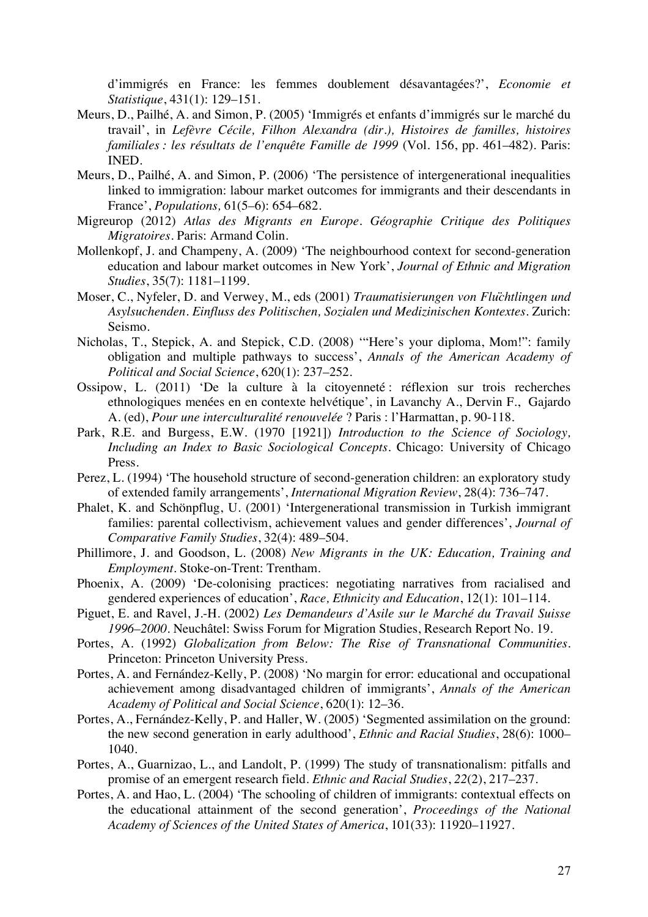d'immigrés en France: les femmes doublement désavantagées?', *Economie et Statistique*, 431(1): 129–151.

Meurs, D., Pailhé, A. and Simon, P. (2005) 'Immigrés et enfants d'immigrés sur le marché du travail', in *Lefèvre Cécile, Filhon Alexandra (dir.), Histoires de familles, histoires familiales : les résultats de l'enquête Famille de 1999* (Vol. 156, pp. 461–482). Paris: INED.

Meurs, D., Pailhé, A. and Simon, P. (2006) 'The persistence of intergenerational inequalities linked to immigration: labour market outcomes for immigrants and their descendants in France', *Populations,* 61(5–6): 654–682.

Migreurop (2012) *Atlas des Migrants en Europe. Géographie Critique des Politiques Migratoires*. Paris: Armand Colin.

Mollenkopf, J. and Champeny, A. (2009) 'The neighbourhood context for second-generation education and labour market outcomes in New York', *Journal of Ethnic and Migration Studies*, 35(7): 1181–1199.

Moser, C., Nyfeler, D. and Verwey, M., eds (2001) *Traumatisierungen von Flüchtlingen und Asylsuchenden. Einfluss des Politischen, Sozialen und Medizinischen Kontextes*. Zurich: Seismo.

Nicholas, T., Stepick, A. and Stepick, C.D. (2008) '"Here's your diploma, Mom!": family obligation and multiple pathways to success', *Annals of the American Academy of Political and Social Science*, 620(1): 237–252.

Ossipow, L. (2011) 'De la culture à la citoyenneté : réflexion sur trois recherches ethnologiques menées en en contexte helvétique', in Lavanchy A., Dervin F., Gajardo A. (ed), *Pour une interculturalité renouvelée* ? Paris : l'Harmattan, p. 90-118.

Park, R.E. and Burgess, E.W. (1970 [1921]) *Introduction to the Science of Sociology, Including an Index to Basic Sociological Concepts*. Chicago: University of Chicago Press.

Perez, L. (1994) 'The household structure of second-generation children: an exploratory study of extended family arrangements', *International Migration Review*, 28(4): 736–747.

Phalet, K. and Schönpflug, U. (2001) 'Intergenerational transmission in Turkish immigrant families: parental collectivism, achievement values and gender differences', *Journal of Comparative Family Studies*, 32(4): 489–504.

Phillimore, J. and Goodson, L. (2008) *New Migrants in the UK: Education, Training and Employment*. Stoke-on-Trent: Trentham.

Phoenix, A. (2009) 'De-colonising practices: negotiating narratives from racialised and gendered experiences of education', *Race, Ethnicity and Education*, 12(1): 101–114.

Piguet, E. and Ravel, J.-H. (2002) *Les Demandeurs d'Asile sur le Marché du Travail Suisse 1996–2000*. Neuchâtel: Swiss Forum for Migration Studies, Research Report No. 19.

Portes, A. (1992) *Globalization from Below: The Rise of Transnational Communities*. Princeton: Princeton University Press.

Portes, A. and Fernández-Kelly, P. (2008) 'No margin for error: educational and occupational achievement among disadvantaged children of immigrants', *Annals of the American Academy of Political and Social Science*, 620(1): 12–36.

Portes, A., Fernández-Kelly, P. and Haller, W. (2005) 'Segmented assimilation on the ground: the new second generation in early adulthood', *Ethnic and Racial Studies*, 28(6): 1000–1040.

Portes, A., Guarnizao, L., and Landolt, P. (1999) The study of transnationalism: pitfalls and promise of an emergent research field. *Ethnic and Racial Studies*, *22*(2), 217–237.

Portes, A. and Hao, L. (2004) 'The schooling of children of immigrants: contextual effects on the educational attainment of the second generation', *Proceedings of the National Academy of Sciences of the United States of America*, 101(33): 11920–11927.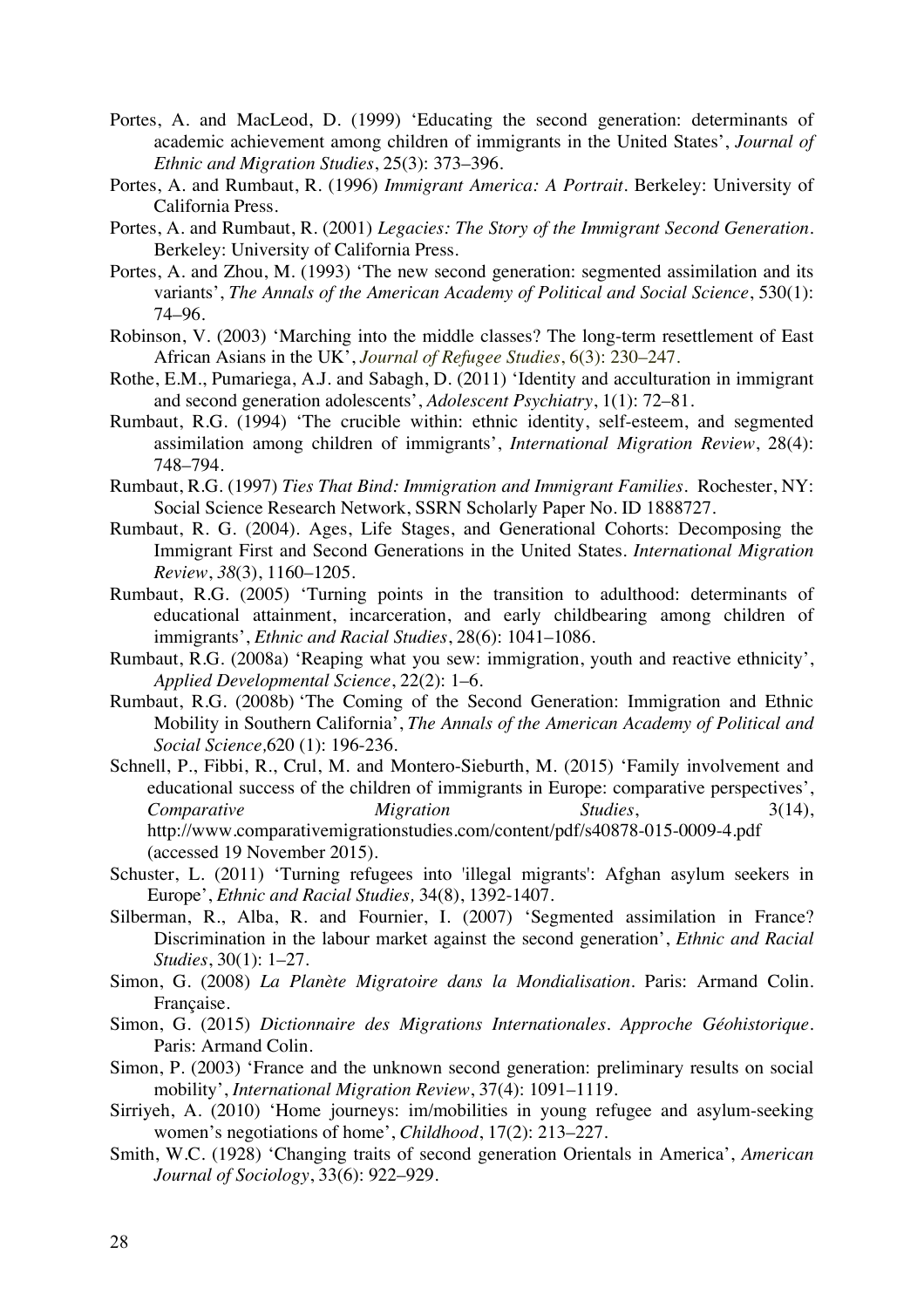Portes, A. and MacLeod, D. (1999) 'Educating the second generation: determinants of academic achievement among children of immigrants in the United States', *Journal of Ethnic and Migration Studies*, 25(3): 373–396.

Portes, A. and Rumbaut, R. (1996) *Immigrant America: A Portrait*. Berkeley: University of California Press.

Portes, A. and Rumbaut, R. (2001) *Legacies: The Story of the Immigrant Second Generation*. Berkeley: University of California Press.

Portes, A. and Zhou, M. (1993) 'The new second generation: segmented assimilation and its variants', *The Annals of the American Academy of Political and Social Science*, 530(1): 74–96.

Robinson, V. (2003) 'Marching into the middle classes? The long-term resettlement of East African Asians in the UK', *Journal of Refugee Studies*, 6(3): 230–247.

Rothe, E.M., Pumariega, A.J. and Sabagh, D. (2011) 'Identity and acculturation in immigrant and second generation adolescents', *Adolescent Psychiatry*, 1(1): 72–81.

Rumbaut, R.G. (1994) 'The crucible within: ethnic identity, self-esteem, and segmented assimilation among children of immigrants', *International Migration Review*, 28(4): 748–794.

Rumbaut, R.G. (1997) *Ties That Bind: Immigration and Immigrant Families*. Rochester, NY: Social Science Research Network, SSRN Scholarly Paper No. ID 1888727.

Rumbaut, R. G. (2004). Ages, Life Stages, and Generational Cohorts: Decomposing the Immigrant First and Second Generations in the United States. *International Migration Review*, *38*(3), 1160–1205.

Rumbaut, R.G. (2005) 'Turning points in the transition to adulthood: determinants of educational attainment, incarceration, and early childbearing among children of immigrants', *Ethnic and Racial Studies*, 28(6): 1041–1086.

Rumbaut, R.G. (2008a) 'Reaping what you sew: immigration, youth and reactive ethnicity', *Applied Developmental Science*, 22(2): 1–6.

Rumbaut, R.G. (2008b) 'The Coming of the Second Generation: Immigration and Ethnic Mobility in Southern California', *The Annals of the American Academy of Political and Social Science,*620 (1): 196-236.

Schnell, P., Fibbi, R., Crul, M. and Montero-Sieburth, M. (2015) 'Family involvement and educational success of the children of immigrants in Europe: comparative perspectives', *Comparative Migration Studies*, 3(14), http://www.comparativemigrationstudies.com/content/pdf/s40878-015-0009-4.pdf (accessed 19 November 2015).

Schuster, L. (2011) 'Turning refugees into 'illegal migrants': Afghan asylum seekers in Europe', *Ethnic and Racial Studies,* 34(8), 1392-1407.

Silberman, R., Alba, R. and Fournier, I. (2007) 'Segmented assimilation in France? Discrimination in the labour market against the second generation', *Ethnic and Racial Studies*, 30(1): 1–27.

Simon, G. (2008) *La Planète Migratoire dans la Mondialisation*. Paris: Armand Colin. Française.

Simon, G. (2015) *Dictionnaire des Migrations Internationales. Approche Géohistorique*. Paris: Armand Colin.

Simon, P. (2003) 'France and the unknown second generation: preliminary results on social mobility', *International Migration Review*, 37(4): 1091–1119.

Sirriyeh, A. (2010) 'Home journeys: im/mobilities in young refugee and asylum-seeking women's negotiations of home', *Childhood*, 17(2): 213–227.

Smith, W.C. (1928) 'Changing traits of second generation Orientals in America', *American Journal of Sociology*, 33(6): 922–929.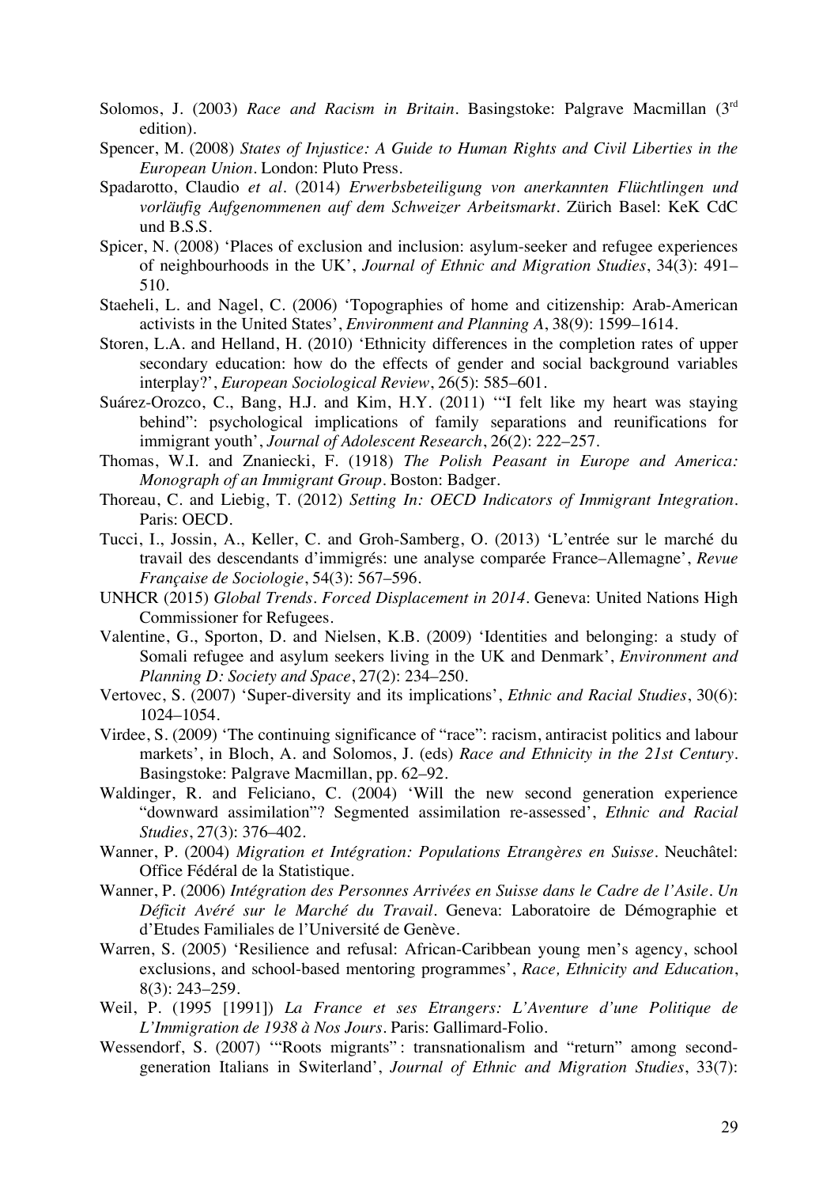Solomos, J. (2003) *Race and Racism in Britain*. Basingstoke: Palgrave Macmillan (3rd edition).

Spencer, M. (2008) *States of Injustice: A Guide to Human Rights and Civil Liberties in the European Union*. London: Pluto Press.

Spadarotto, Claudio *et al*. (2014) *Erwerbsbeteiligung von anerkannten Flüchtlingen und vorläufig Aufgenommenen auf dem Schweizer Arbeitsmarkt*. Zürich Basel: KeK CdC und B.S.S.

Spicer, N. (2008) 'Places of exclusion and inclusion: asylum-seeker and refugee experiences of neighbourhoods in the UK', *Journal of Ethnic and Migration Studies*, 34(3): 491–510.

Staeheli, L. and Nagel, C. (2006) 'Topographies of home and citizenship: Arab-American activists in the United States', *Environment and Planning A*, 38(9): 1599–1614.

Storen, L.A. and Helland, H. (2010) 'Ethnicity differences in the completion rates of upper secondary education: how do the effects of gender and social background variables interplay?', *European Sociological Review*, 26(5): 585–601.

Suárez-Orozco, C., Bang, H.J. and Kim, H.Y. (2011) '"I felt like my heart was staying behind": psychological implications of family separations and reunifications for immigrant youth', *Journal of Adolescent Research*, 26(2): 222–257.

Thomas, W.I. and Znaniecki, F. (1918) *The Polish Peasant in Europe and America: Monograph of an Immigrant Group*. Boston: Badger.

Thoreau, C. and Liebig, T. (2012) *Setting In: OECD Indicators of Immigrant Integration*. Paris: OECD.

Tucci, I., Jossin, A., Keller, C. and Groh-Samberg, O. (2013) 'L'entrée sur le marché du travail des descendants d'immigrés: une analyse comparée France–Allemagne', *Revue Française de Sociologie*, 54(3): 567–596.

UNHCR (2015) *Global Trends. Forced Displacement in 2014*. Geneva: United Nations High Commissioner for Refugees.

Valentine, G., Sporton, D. and Nielsen, K.B. (2009) 'Identities and belonging: a study of Somali refugee and asylum seekers living in the UK and Denmark', *Environment and Planning D: Society and Space*, 27(2): 234–250.

Vertovec, S. (2007) 'Super-diversity and its implications', *Ethnic and Racial Studies*, 30(6): 1024–1054.

Virdee, S. (2009) 'The continuing significance of "race": racism, antiracist politics and labour markets', in Bloch, A. and Solomos, J. (eds) *Race and Ethnicity in the 21st Century*. Basingstoke: Palgrave Macmillan, pp. 62–92.

Waldinger, R. and Feliciano, C. (2004) 'Will the new second generation experience "downward assimilation"? Segmented assimilation re-assessed', *Ethnic and Racial Studies*, 27(3): 376–402.

Wanner, P. (2004) *Migration et Intégration: Populations Etrangères en Suisse*. Neuchâtel: Office Fédéral de la Statistique.

Wanner, P. (2006) *Intégration des Personnes Arrivées en Suisse dans le Cadre de l'Asile. Un Déficit Avéré sur le Marché du Travail*. Geneva: Laboratoire de Démographie et d'Etudes Familiales de l'Université de Genève.

Warren, S. (2005) 'Resilience and refusal: African-Caribbean young men's agency, school exclusions, and school-based mentoring programmes', *Race, Ethnicity and Education*, 8(3): 243–259.

Weil, P. (1995 [1991]) *La France et ses Etrangers: L'Aventure d'une Politique de L'Immigration de 1938 à Nos Jours*. Paris: Gallimard-Folio.

Wessendorf, S. (2007) '"Roots migrants": transnationalism and "return" among second-generation Italians in Switerland', *Journal of Ethnic and Migration Studies*, 33(7):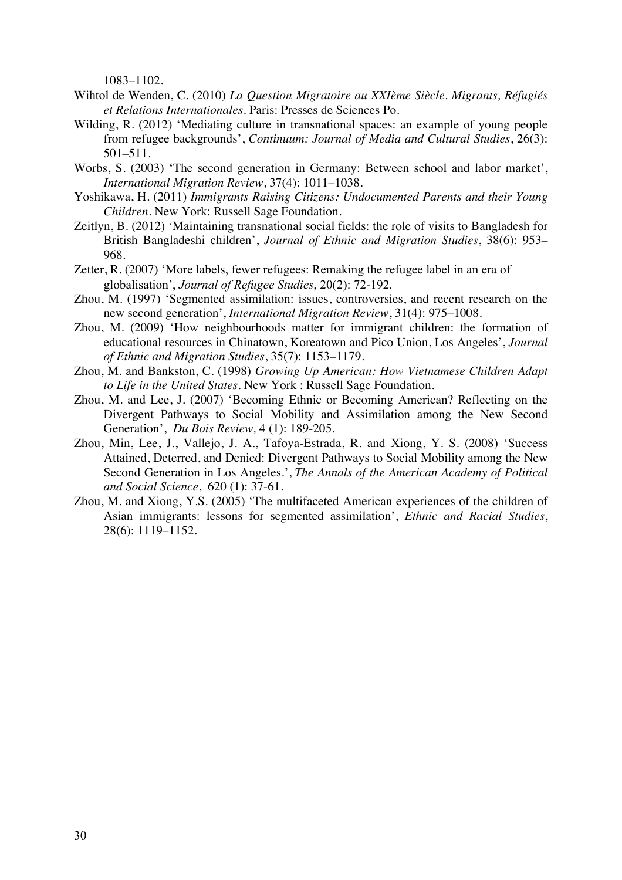1083–1102.

Wihtol de Wenden, C. (2010) *La Question Migratoire au XXIème Siècle. Migrants, Réfugiés et Relations Internationales*. Paris: Presses de Sciences Po.

Wilding, R. (2012) 'Mediating culture in transnational spaces: an example of young people from refugee backgrounds', *Continuum: Journal of Media and Cultural Studies*, 26(3): 501–511.

Worbs, S. (2003) 'The second generation in Germany: Between school and labor market', *International Migration Review*, 37(4): 1011–1038.

Yoshikawa, H. (2011) *Immigrants Raising Citizens: Undocumented Parents and their Young Children*. New York: Russell Sage Foundation.

Zeitlyn, B. (2012) 'Maintaining transnational social fields: the role of visits to Bangladesh for British Bangladeshi children', *Journal of Ethnic and Migration Studies*, 38(6): 953–968.

Zetter, R. (2007) 'More labels, fewer refugees: Remaking the refugee label in an era of globalisation', *Journal of Refugee Studies*, 20(2): 72-192.

Zhou, M. (1997) 'Segmented assimilation: issues, controversies, and recent research on the new second generation', *International Migration Review*, 31(4): 975–1008.

Zhou, M. (2009) 'How neighbourhoods matter for immigrant children: the formation of educational resources in Chinatown, Koreatown and Pico Union, Los Angeles', *Journal of Ethnic and Migration Studies*, 35(7): 1153–1179.

Zhou, M. and Bankston, C. (1998) *Growing Up American: How Vietnamese Children Adapt to Life in the United States*. New York : Russell Sage Foundation.

Zhou, M. and Lee, J. (2007) 'Becoming Ethnic or Becoming American? Reflecting on the Divergent Pathways to Social Mobility and Assimilation among the New Second Generation', *Du Bois Review*, 4 (1): 189-205.

Zhou, Min, Lee, J., Vallejo, J. A., Tafoya-Estrada, R. and Xiong, Y. S. (2008) 'Success Attained, Deterred, and Denied: Divergent Pathways to Social Mobility among the New Second Generation in Los Angeles.', *The Annals of the American Academy of Political and Social Science*, 620 (1): 37-61.

Zhou, M. and Xiong, Y.S. (2005) 'The multifaceted American experiences of the children of Asian immigrants: lessons for segmented assimilation', *Ethnic and Racial Studies*, 28(6): 1119–1152.